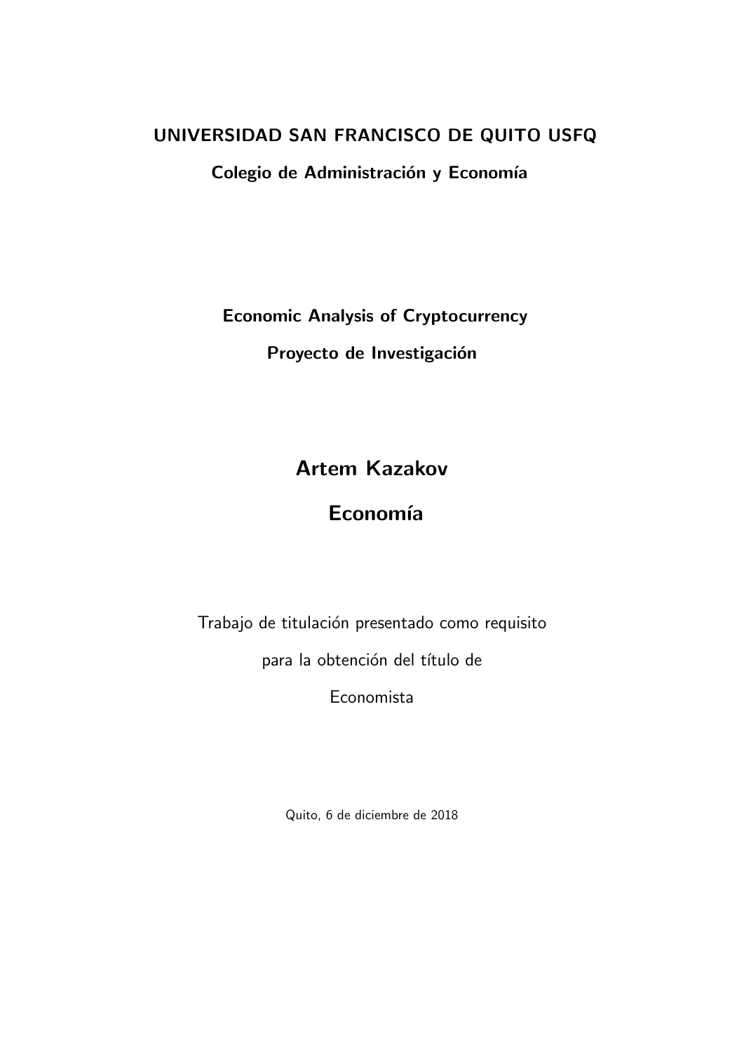**UNIVERSIDAD SAN FRANCISCO DE QUITO USFQ**

**Colegio de Administración y Economía**

**Economic Analysis of Cryptocurrency**

**Proyecto de Investigación**

# Artem Kazakov

## Economía

Trabajo de titulación presentado como requisito

para la obtención del título de

Economista

Quito, 6 de diciembre de 2018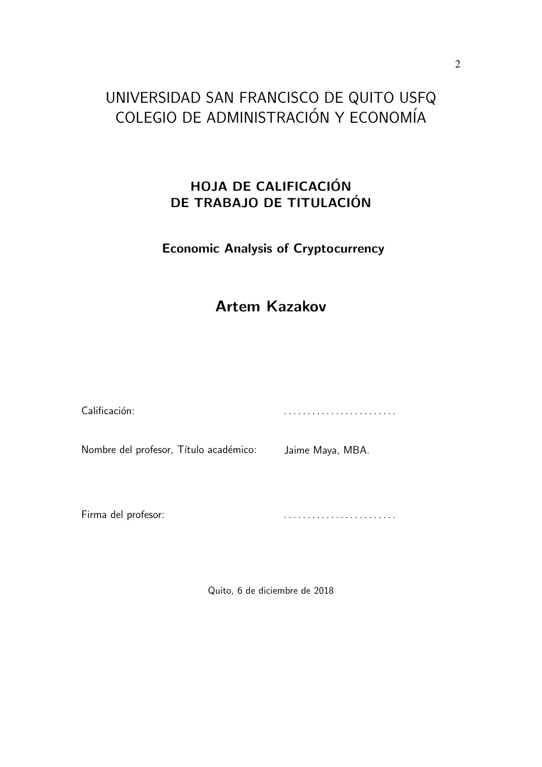# UNIVERSIDAD SAN FRANCISCO DE QUITO USFQ
# COLEGIO DE ADMINISTRACIÓN Y ECONOMÍA

## HOJA DE CALIFICACIÓN DE TRABAJO DE TITULACIÓN

**Economic Analysis of Cryptocurrency**

## Artem Kazakov

Calificación: ........................

Nombre del profesor, Título académico: Jaime Maya, MBA.

Firma del profesor: ........................

Quito, 6 de diciembre de 2018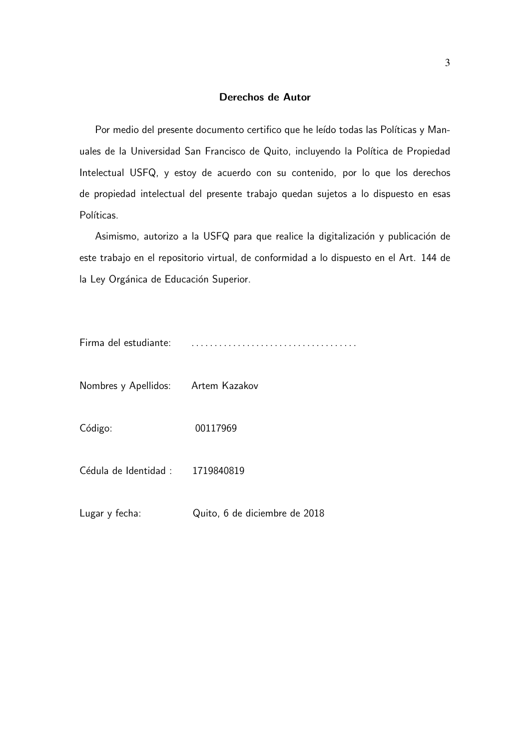## Derechos de Autor

Por medio del presente documento certifico que he leído todas las Políticas y Manuales de la Universidad San Francisco de Quito, incluyendo la Política de Propiedad Intelectual USFQ, y estoy de acuerdo con su contenido, por lo que los derechos de propiedad intelectual del presente trabajo quedan sujetos a lo dispuesto en esas Políticas.

Asimismo, autorizo a la USFQ para que realice la digitalización y publicación de este trabajo en el repositorio virtual, de conformidad a lo dispuesto en el Art. 144 de la Ley Orgánica de Educación Superior.

Firma del estudiante: ....................................

Nombres y Apellidos: Artem Kazakov

Código: 00117969

Cédula de Identidad : 1719840819

Lugar y fecha: Quito, 6 de diciembre de 2018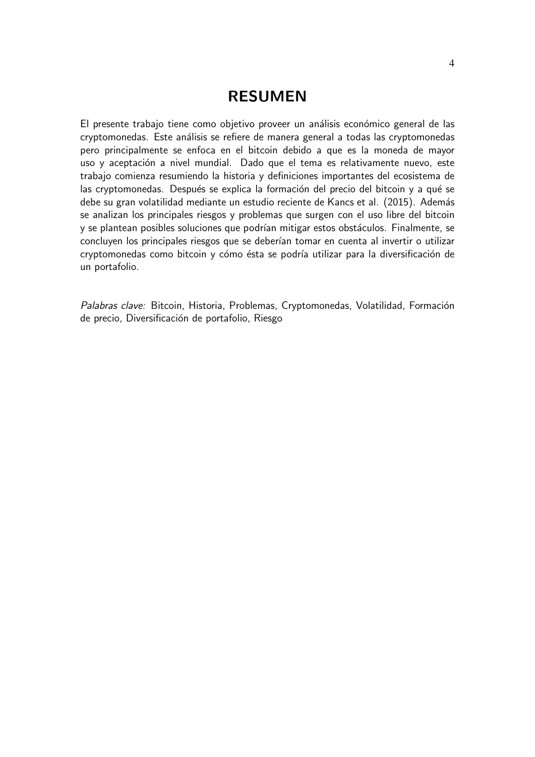# RESUMEN

El presente trabajo tiene como objetivo proveer un análisis económico general de las cryptomonedas. Este análisis se refiere de manera general a todas las cryptomonedas pero principalmente se enfoca en el bitcoin debido a que es la moneda de mayor uso y aceptación a nivel mundial. Dado que el tema es relativamente nuevo, este trabajo comienza resumiendo la historia y definiciones importantes del ecosistema de las cryptomonedas. Después se explica la formación del precio del bitcoin y a qué se debe su gran volatilidad mediante un estudio reciente de Kancs et al. (2015). Además se analizan los principales riesgos y problemas que surgen con el uso libre del bitcoin y se plantean posibles soluciones que podrían mitigar estos obstáculos. Finalmente, se concluyen los principales riesgos que se deberían tomar en cuenta al invertir o utilizar cryptomonedas como bitcoin y cómo ésta se podría utilizar para la diversificación de un portafolio.

*Palabras clave:* Bitcoin, Historia, Problemas, Cryptomonedas, Volatilidad, Formación de precio, Diversificación de portafolio, Riesgo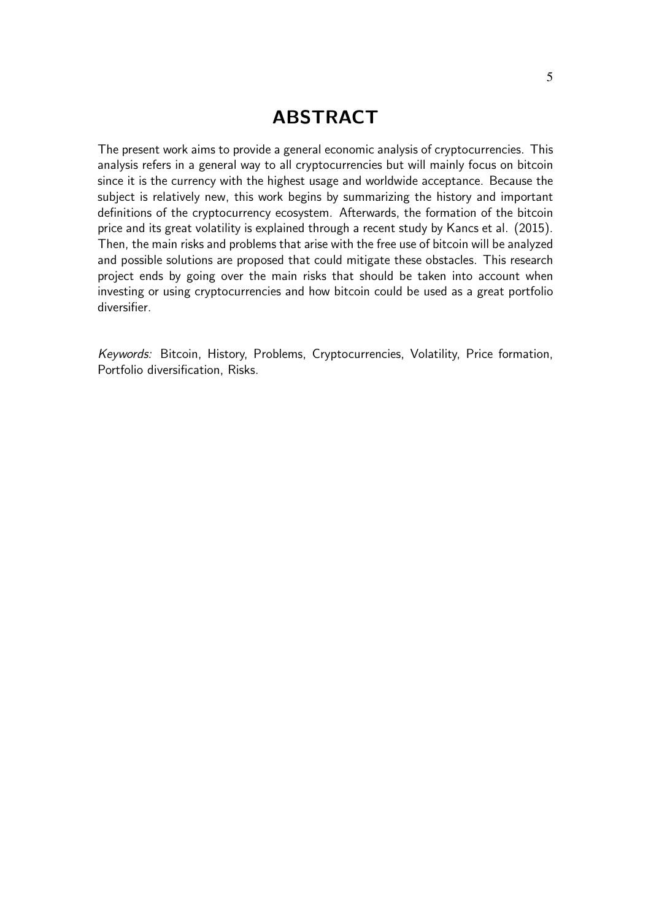# ABSTRACT

The present work aims to provide a general economic analysis of cryptocurrencies. This analysis refers in a general way to all cryptocurrencies but will mainly focus on bitcoin since it is the currency with the highest usage and worldwide acceptance. Because the subject is relatively new, this work begins by summarizing the history and important definitions of the cryptocurrency ecosystem. Afterwards, the formation of the bitcoin price and its great volatility is explained through a recent study by Kancs et al. (2015). Then, the main risks and problems that arise with the free use of bitcoin will be analyzed and possible solutions are proposed that could mitigate these obstacles. This research project ends by going over the main risks that should be taken into account when investing or using cryptocurrencies and how bitcoin could be used as a great portfolio diversifier.

*Keywords:* Bitcoin, History, Problems, Cryptocurrencies, Volatility, Price formation, Portfolio diversification, Risks.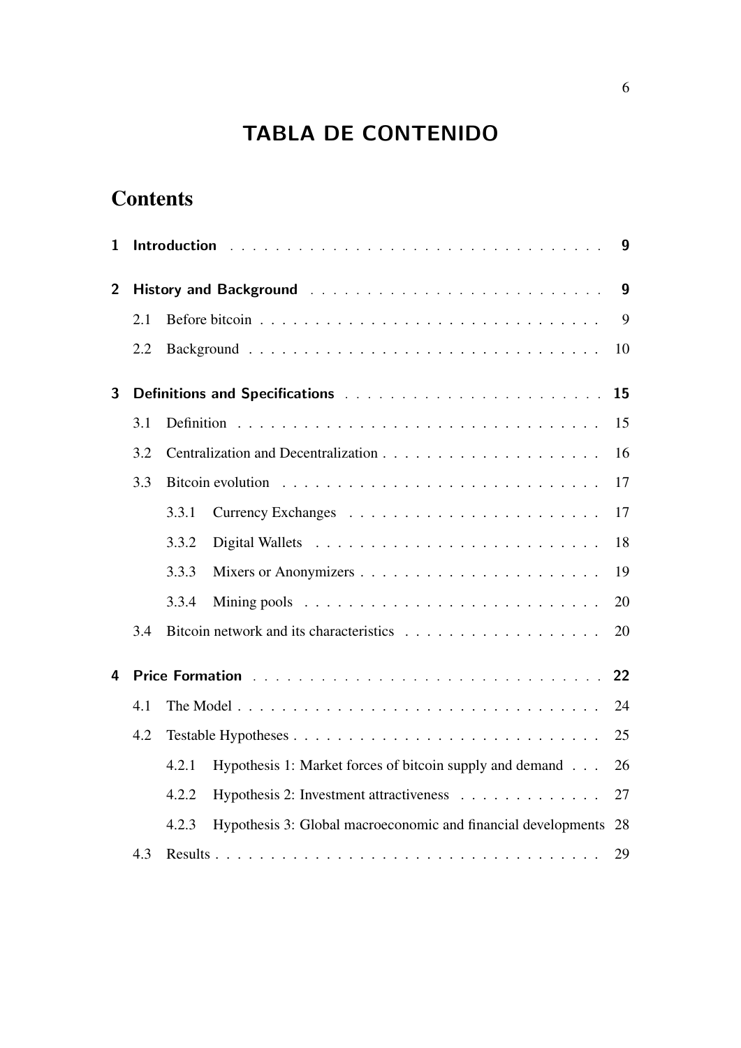# TABLA DE CONTENIDO

## Contents

**1 Introduction** . . . . . . . . . . . . . . . . . . . . . . . . . . . . . . . . . . **9**

**2 History and Background** . . . . . . . . . . . . . . . . . . . . . . . . . . **9**

- 2.1 Before bitcoin . . . . . . . . . . . . . . . . . . . . . . . . . . . . . . . . 9
- 2.2 Background . . . . . . . . . . . . . . . . . . . . . . . . . . . . . . . . . 10

**3 Definitions and Specifications** . . . . . . . . . . . . . . . . . . . . . . . **15**

- 3.1 Definition . . . . . . . . . . . . . . . . . . . . . . . . . . . . . . . . . . 15
- 3.2 Centralization and Decentralization . . . . . . . . . . . . . . . . . . . . 16
- 3.3 Bitcoin evolution . . . . . . . . . . . . . . . . . . . . . . . . . . . . . . 17
  - 3.3.1 Currency Exchanges . . . . . . . . . . . . . . . . . . . . . . . 17
  - 3.3.2 Digital Wallets . . . . . . . . . . . . . . . . . . . . . . . . . . 18
  - 3.3.3 Mixers or Anonymizers . . . . . . . . . . . . . . . . . . . . . . 19
  - 3.3.4 Mining pools . . . . . . . . . . . . . . . . . . . . . . . . . . . 20
- 3.4 Bitcoin network and its characteristics . . . . . . . . . . . . . . . . . . 20

**4 Price Formation** . . . . . . . . . . . . . . . . . . . . . . . . . . . . . . . **22**

- 4.1 The Model . . . . . . . . . . . . . . . . . . . . . . . . . . . . . . . . . 24
- 4.2 Testable Hypotheses . . . . . . . . . . . . . . . . . . . . . . . . . . . . 25
  - 4.2.1 Hypothesis 1: Market forces of bitcoin supply and demand . . . 26
  - 4.2.2 Hypothesis 2: Investment attractiveness . . . . . . . . . . . . . 27
  - 4.2.3 Hypothesis 3: Global macroeconomic and financial developments 28
- 4.3 Results . . . . . . . . . . . . . . . . . . . . . . . . . . . . . . . . . . . 29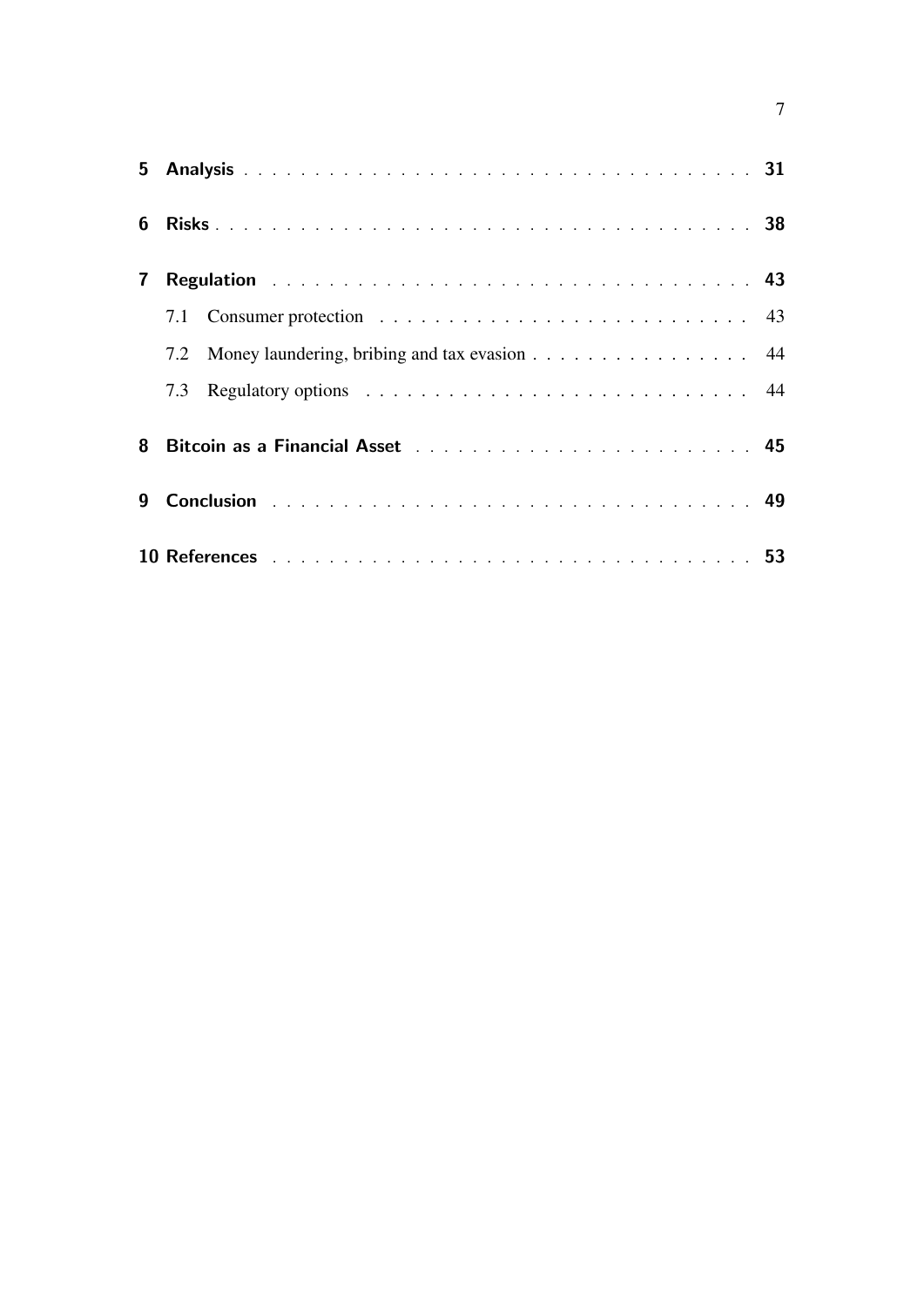5 **Analysis** . . . . . . . . . . . . . . . . . . . . . . . . . . . . . . . . . . . . 31

6 **Risks** . . . . . . . . . . . . . . . . . . . . . . . . . . . . . . . . . . . . . . 38

7 **Regulation** . . . . . . . . . . . . . . . . . . . . . . . . . . . . . . . . . . 43

- 7.1 Consumer protection . . . . . . . . . . . . . . . . . . . . . . . . . . 43
- 7.2 Money laundering, bribing and tax evasion . . . . . . . . . . . . . . . . 44
- 7.3 Regulatory options . . . . . . . . . . . . . . . . . . . . . . . . . . . 44

8 **Bitcoin as a Financial Asset** . . . . . . . . . . . . . . . . . . . . . . . . 45

9 **Conclusion** . . . . . . . . . . . . . . . . . . . . . . . . . . . . . . . . . . 49

10 **References** . . . . . . . . . . . . . . . . . . . . . . . . . . . . . . . . . 53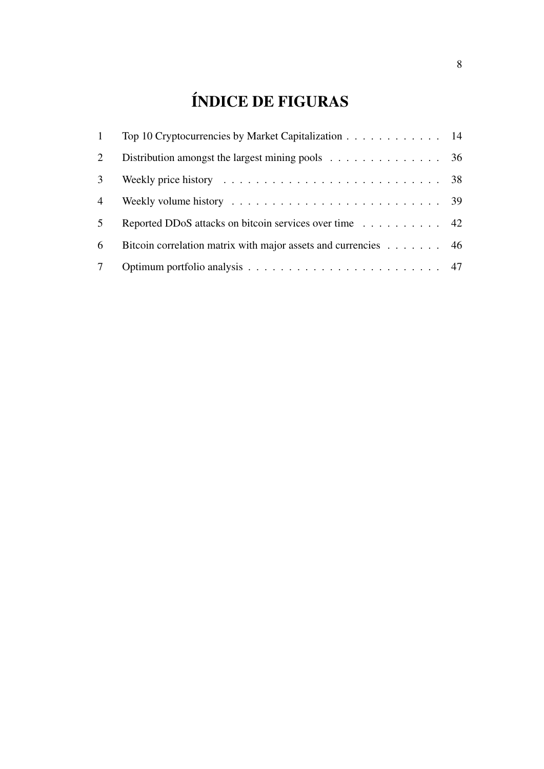# ÍNDICE DE FIGURAS

1 Top 10 Cryptocurrencies by Market Capitalization . . . . . . . . . . . . 14
2 Distribution amongst the largest mining pools . . . . . . . . . . . . . . 36
3 Weekly price history . . . . . . . . . . . . . . . . . . . . . . . . . . . 38
4 Weekly volume history . . . . . . . . . . . . . . . . . . . . . . . . . . 39
5 Reported DDoS attacks on bitcoin services over time . . . . . . . . . . 42
6 Bitcoin correlation matrix with major assets and currencies . . . . . . . 46
7 Optimum portfolio analysis . . . . . . . . . . . . . . . . . . . . . . . . 47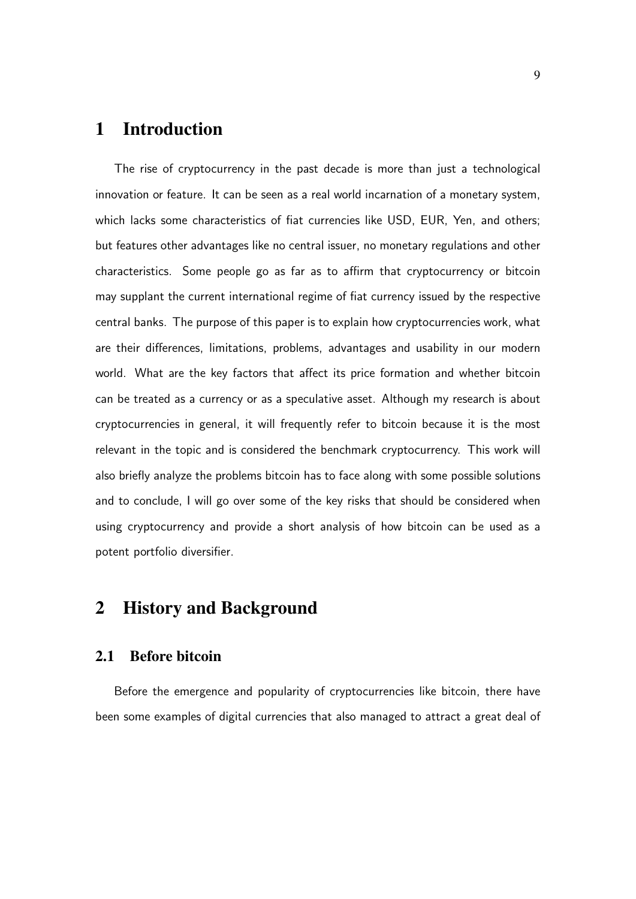# 1 Introduction

The rise of cryptocurrency in the past decade is more than just a technological innovation or feature. It can be seen as a real world incarnation of a monetary system, which lacks some characteristics of fiat currencies like USD, EUR, Yen, and others; but features other advantages like no central issuer, no monetary regulations and other characteristics. Some people go as far as to affirm that cryptocurrency or bitcoin may supplant the current international regime of fiat currency issued by the respective central banks. The purpose of this paper is to explain how cryptocurrencies work, what are their differences, limitations, problems, advantages and usability in our modern world. What are the key factors that affect its price formation and whether bitcoin can be treated as a currency or as a speculative asset. Although my research is about cryptocurrencies in general, it will frequently refer to bitcoin because it is the most relevant in the topic and is considered the benchmark cryptocurrency. This work will also briefly analyze the problems bitcoin has to face along with some possible solutions and to conclude, I will go over some of the key risks that should be considered when using cryptocurrency and provide a short analysis of how bitcoin can be used as a potent portfolio diversifier.

# 2 History and Background

## 2.1 Before bitcoin

Before the emergence and popularity of cryptocurrencies like bitcoin, there have been some examples of digital currencies that also managed to attract a great deal of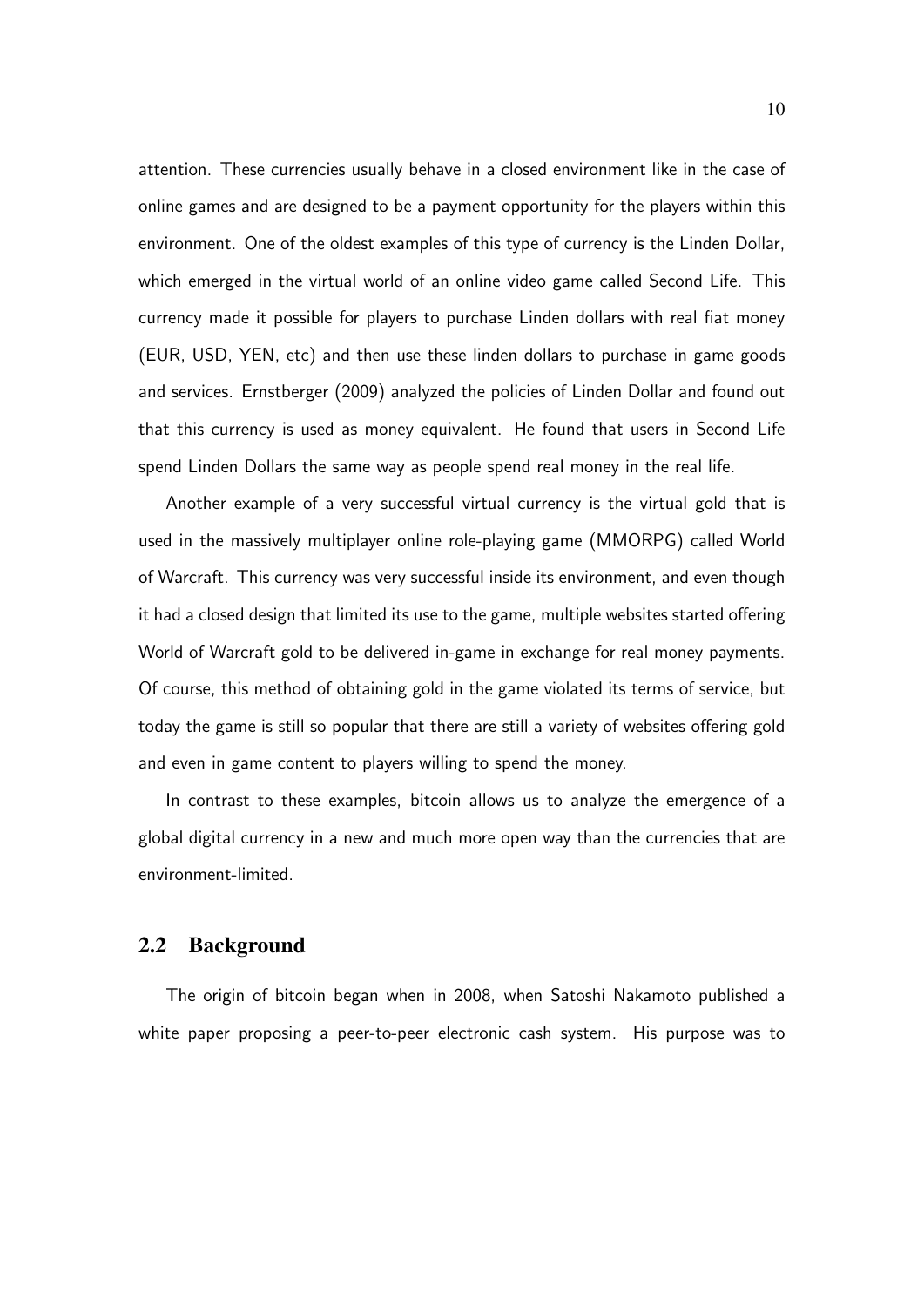attention. These currencies usually behave in a closed environment like in the case of online games and are designed to be a payment opportunity for the players within this environment. One of the oldest examples of this type of currency is the Linden Dollar, which emerged in the virtual world of an online video game called Second Life. This currency made it possible for players to purchase Linden dollars with real fiat money (EUR, USD, YEN, etc) and then use these linden dollars to purchase in game goods and services. Ernstberger (2009) analyzed the policies of Linden Dollar and found out that this currency is used as money equivalent. He found that users in Second Life spend Linden Dollars the same way as people spend real money in the real life.

Another example of a very successful virtual currency is the virtual gold that is used in the massively multiplayer online role-playing game (MMORPG) called World of Warcraft. This currency was very successful inside its environment, and even though it had a closed design that limited its use to the game, multiple websites started offering World of Warcraft gold to be delivered in-game in exchange for real money payments. Of course, this method of obtaining gold in the game violated its terms of service, but today the game is still so popular that there are still a variety of websites offering gold and even in game content to players willing to spend the money.

In contrast to these examples, bitcoin allows us to analyze the emergence of a global digital currency in a new and much more open way than the currencies that are environment-limited.

## 2.2 Background

The origin of bitcoin began when in 2008, when Satoshi Nakamoto published a white paper proposing a peer-to-peer electronic cash system. His purpose was to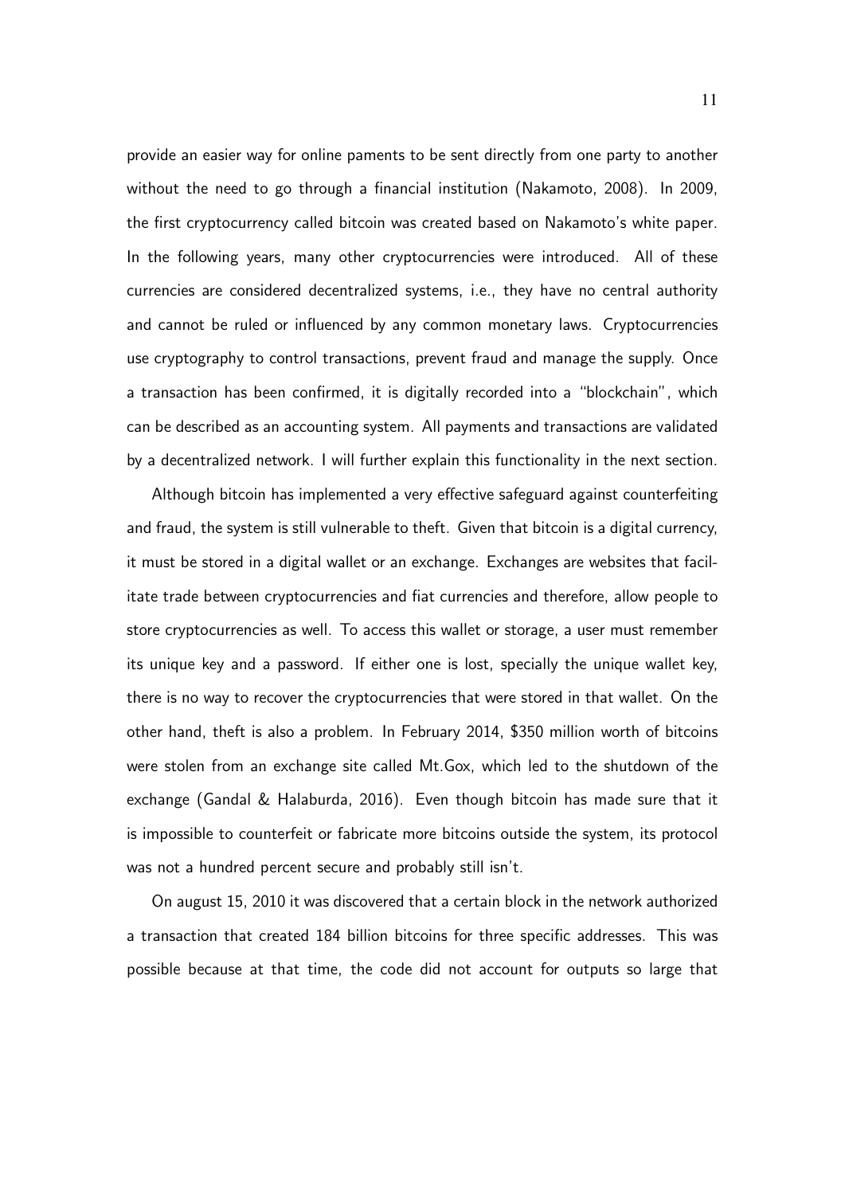provide an easier way for online paments to be sent directly from one party to another without the need to go through a financial institution (Nakamoto, 2008). In 2009, the first cryptocurrency called bitcoin was created based on Nakamoto's white paper. In the following years, many other cryptocurrencies were introduced. All of these currencies are considered decentralized systems, i.e., they have no central authority and cannot be ruled or influenced by any common monetary laws. Cryptocurrencies use cryptography to control transactions, prevent fraud and manage the supply. Once a transaction has been confirmed, it is digitally recorded into a "blockchain", which can be described as an accounting system. All payments and transactions are validated by a decentralized network. I will further explain this functionality in the next section.

Although bitcoin has implemented a very effective safeguard against counterfeiting and fraud, the system is still vulnerable to theft. Given that bitcoin is a digital currency, it must be stored in a digital wallet or an exchange. Exchanges are websites that facilitate trade between cryptocurrencies and fiat currencies and therefore, allow people to store cryptocurrencies as well. To access this wallet or storage, a user must remember its unique key and a password. If either one is lost, specially the unique wallet key, there is no way to recover the cryptocurrencies that were stored in that wallet. On the other hand, theft is also a problem. In February 2014, $350 million worth of bitcoins were stolen from an exchange site called Mt.Gox, which led to the shutdown of the exchange (Gandal & Halaburda, 2016). Even though bitcoin has made sure that it is impossible to counterfeit or fabricate more bitcoins outside the system, its protocol was not a hundred percent secure and probably still isn't.

On august 15, 2010 it was discovered that a certain block in the network authorized a transaction that created 184 billion bitcoins for three specific addresses. This was possible because at that time, the code did not account for outputs so large that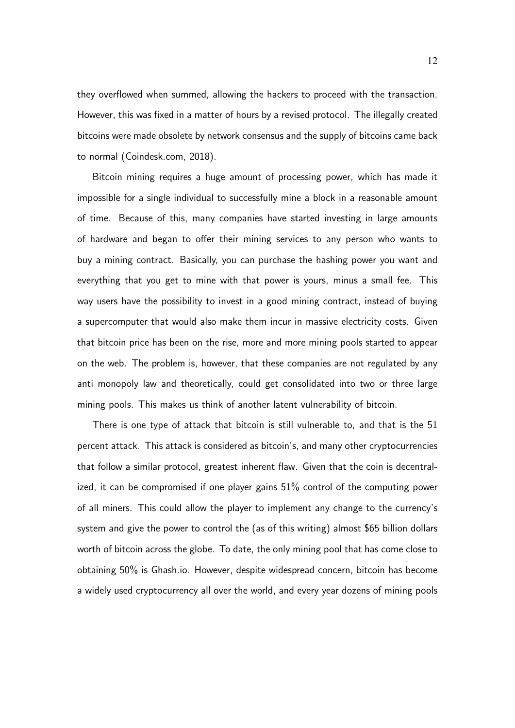they overflowed when summed, allowing the hackers to proceed with the transaction. However, this was fixed in a matter of hours by a revised protocol. The illegally created bitcoins were made obsolete by network consensus and the supply of bitcoins came back to normal (Coindesk.com, 2018).

Bitcoin mining requires a huge amount of processing power, which has made it impossible for a single individual to successfully mine a block in a reasonable amount of time. Because of this, many companies have started investing in large amounts of hardware and began to offer their mining services to any person who wants to buy a mining contract. Basically, you can purchase the hashing power you want and everything that you get to mine with that power is yours, minus a small fee. This way users have the possibility to invest in a good mining contract, instead of buying a supercomputer that would also make them incur in massive electricity costs. Given that bitcoin price has been on the rise, more and more mining pools started to appear on the web. The problem is, however, that these companies are not regulated by any anti monopoly law and theoretically, could get consolidated into two or three large mining pools. This makes us think of another latent vulnerability of bitcoin.

There is one type of attack that bitcoin is still vulnerable to, and that is the 51 percent attack. This attack is considered as bitcoin's, and many other cryptocurrencies that follow a similar protocol, greatest inherent flaw. Given that the coin is decentralized, it can be compromised if one player gains 51% control of the computing power of all miners. This could allow the player to implement any change to the currency's system and give the power to control the (as of this writing) almost $65 billion dollars worth of bitcoin across the globe. To date, the only mining pool that has come close to obtaining 50% is Ghash.io. However, despite widespread concern, bitcoin has become a widely used cryptocurrency all over the world, and every year dozens of mining pools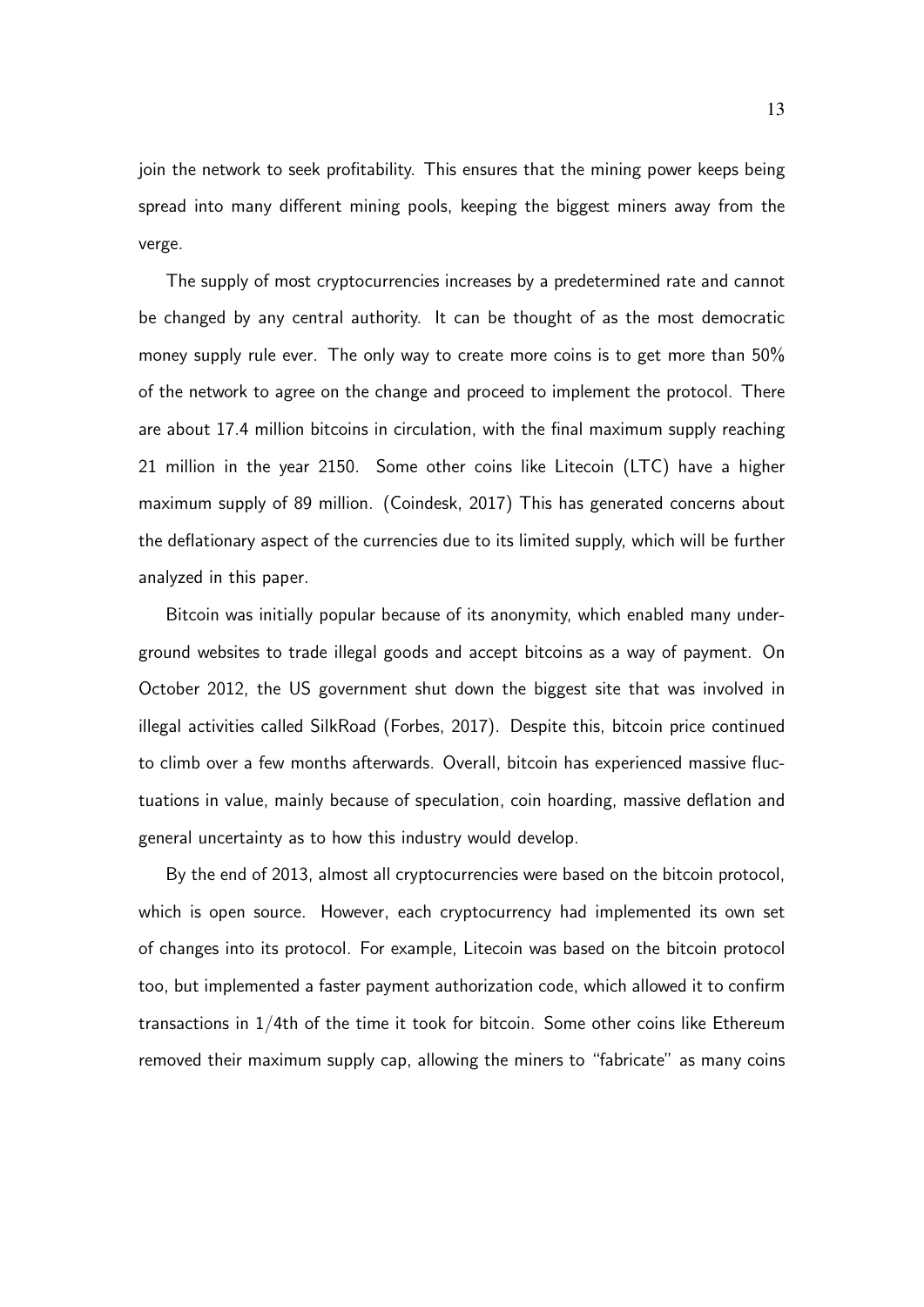join the network to seek profitability. This ensures that the mining power keeps being spread into many different mining pools, keeping the biggest miners away from the verge.

The supply of most cryptocurrencies increases by a predetermined rate and cannot be changed by any central authority. It can be thought of as the most democratic money supply rule ever. The only way to create more coins is to get more than 50% of the network to agree on the change and proceed to implement the protocol. There are about 17.4 million bitcoins in circulation, with the final maximum supply reaching 21 million in the year 2150. Some other coins like Litecoin (LTC) have a higher maximum supply of 89 million. (Coindesk, 2017) This has generated concerns about the deflationary aspect of the currencies due to its limited supply, which will be further analyzed in this paper.

Bitcoin was initially popular because of its anonymity, which enabled many underground websites to trade illegal goods and accept bitcoins as a way of payment. On October 2012, the US government shut down the biggest site that was involved in illegal activities called SilkRoad (Forbes, 2017). Despite this, bitcoin price continued to climb over a few months afterwards. Overall, bitcoin has experienced massive fluctuations in value, mainly because of speculation, coin hoarding, massive deflation and general uncertainty as to how this industry would develop.

By the end of 2013, almost all cryptocurrencies were based on the bitcoin protocol, which is open source. However, each cryptocurrency had implemented its own set of changes into its protocol. For example, Litecoin was based on the bitcoin protocol too, but implemented a faster payment authorization code, which allowed it to confirm transactions in 1/4th of the time it took for bitcoin. Some other coins like Ethereum removed their maximum supply cap, allowing the miners to "fabricate" as many coins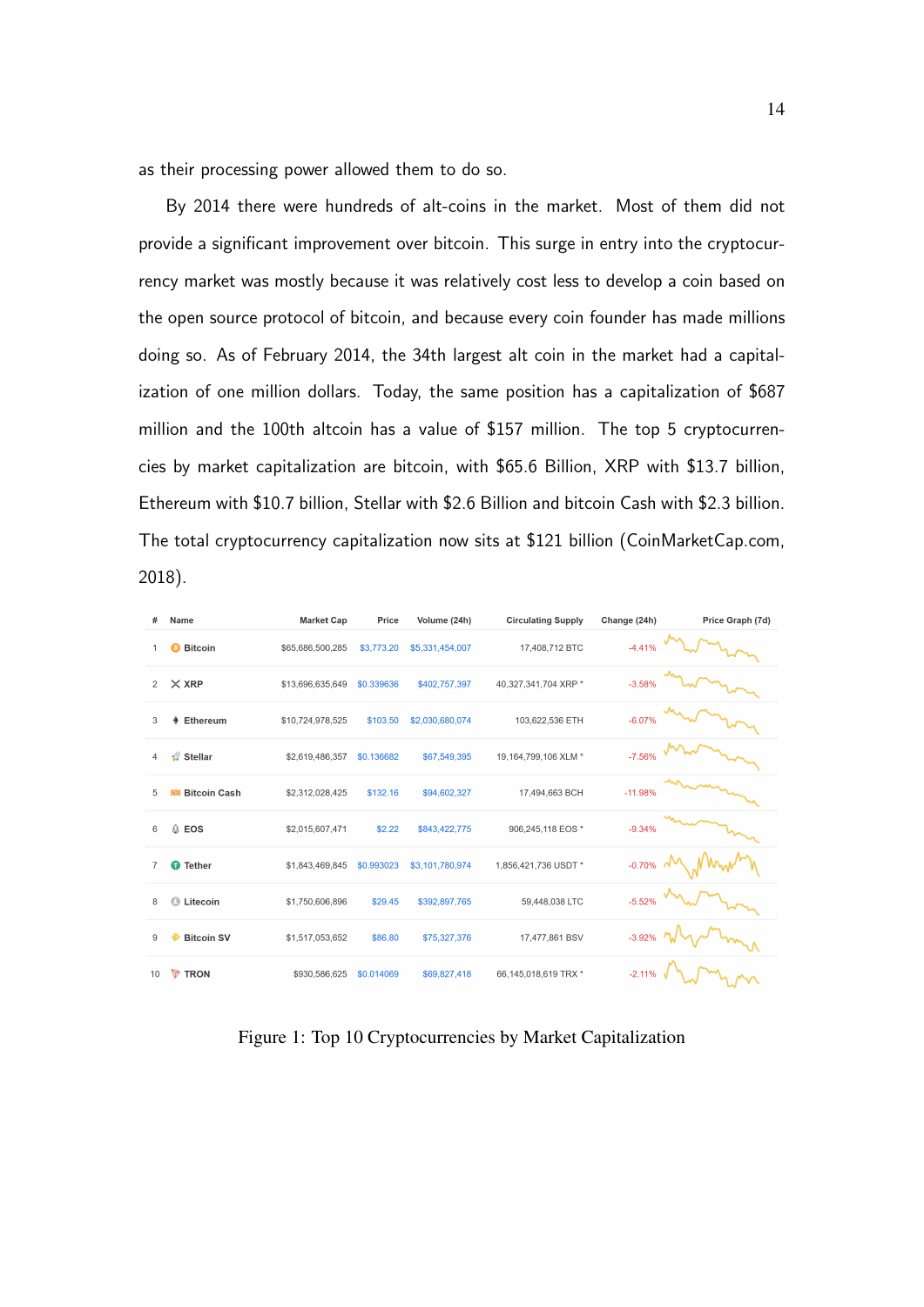as their processing power allowed them to do so.

By 2014 there were hundreds of alt-coins in the market. Most of them did not provide a significant improvement over bitcoin. This surge in entry into the cryptocurrency market was mostly because it was relatively cost less to develop a coin based on the open source protocol of bitcoin, and because every coin founder has made millions doing so. As of February 2014, the 34th largest alt coin in the market had a capitalization of one million dollars. Today, the same position has a capitalization of $687 million and the 100th altcoin has a value of $157 million. The top 5 cryptocurrencies by market capitalization are bitcoin, with $65.6 Billion, XRP with $13.7 billion, Ethereum with $10.7 billion, Stellar with $2.6 Billion and bitcoin Cash with $2.3 billion. The total cryptocurrency capitalization now sits at $121 billion (CoinMarketCap.com, 2018).

| # | Name | Market Cap | Price | Volume (24h) | Circulating Supply | Change (24h) | Price Graph (7d) |
|---|---|---|---|---|---|---|---|
| 1 | Bitcoin | $65,686,500,285 | $3,773.20 | $5,331,454,007 | 17,408,712 BTC | -4.41% | |
| 2 | XRP | $13,696,635,649 | $0.339636 | $402,757,397 | 40,327,341,704 XRP * | -3.58% | |
| 3 | Ethereum | $10,724,978,525 | $103.50 | $2,030,680,074 | 103,622,536 ETH | -6.07% | |
| 4 | Stellar | $2,619,486,357 | $0.136682 | $67,549,395 | 19,164,799,106 XLM * | -7.56% | |
| 5 | Bitcoin Cash | $2,312,028,425 | $132.16 | $94,602,327 | 17,494,663 BCH | -11.98% | |
| 6 | EOS | $2,015,607,471 | $2.22 | $843,422,775 | 906,245,118 EOS * | -9.34% | |
| 7 | Tether | $1,843,469,845 | $0.993023 | $3,101,780,974 | 1,856,421,736 USDT * | -0.70% | |
| 8 | Litecoin | $1,750,606,896 | $29.45 | $392,897,765 | 59,448,038 LTC | -5.52% | |
| 9 | Bitcoin SV | $1,517,053,652 | $86.80 | $75,327,376 | 17,477,861 BSV | -3.92% | |
| 10 | TRON | $930,586,625 | $0.014069 | $69,827,418 | 66,145,018,619 TRX * | -2.11% | |

Figure 1: Top 10 Cryptocurrencies by Market Capitalization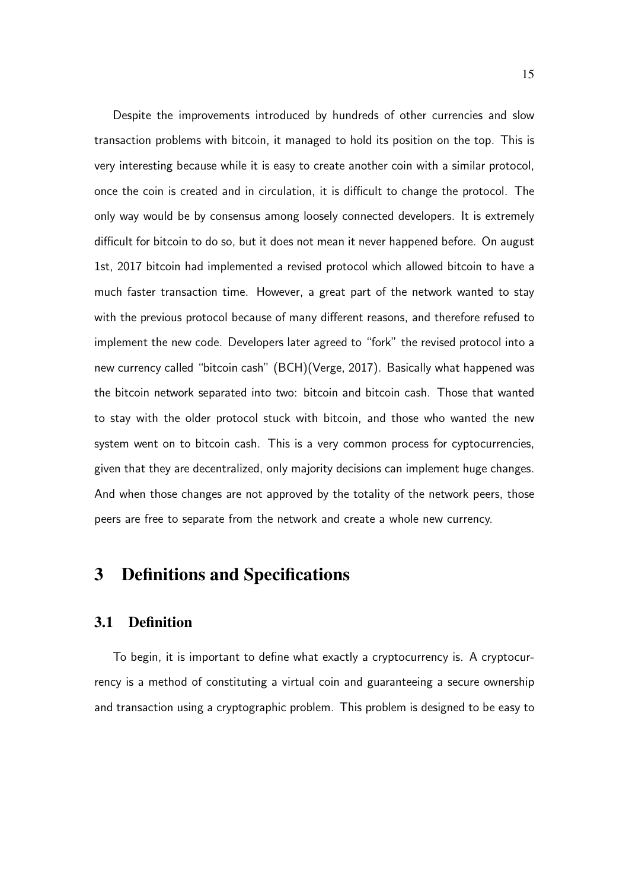Despite the improvements introduced by hundreds of other currencies and slow transaction problems with bitcoin, it managed to hold its position on the top. This is very interesting because while it is easy to create another coin with a similar protocol, once the coin is created and in circulation, it is difficult to change the protocol. The only way would be by consensus among loosely connected developers. It is extremely difficult for bitcoin to do so, but it does not mean it never happened before. On august 1st, 2017 bitcoin had implemented a revised protocol which allowed bitcoin to have a much faster transaction time. However, a great part of the network wanted to stay with the previous protocol because of many different reasons, and therefore refused to implement the new code. Developers later agreed to "fork" the revised protocol into a new currency called "bitcoin cash" (BCH)(Verge, 2017). Basically what happened was the bitcoin network separated into two: bitcoin and bitcoin cash. Those that wanted to stay with the older protocol stuck with bitcoin, and those who wanted the new system went on to bitcoin cash. This is a very common process for cyptocurrencies, given that they are decentralized, only majority decisions can implement huge changes. And when those changes are not approved by the totality of the network peers, those peers are free to separate from the network and create a whole new currency.

# 3 Definitions and Specifications

## 3.1 Definition

To begin, it is important to define what exactly a cryptocurrency is. A cryptocurrency is a method of constituting a virtual coin and guaranteeing a secure ownership and transaction using a cryptographic problem. This problem is designed to be easy to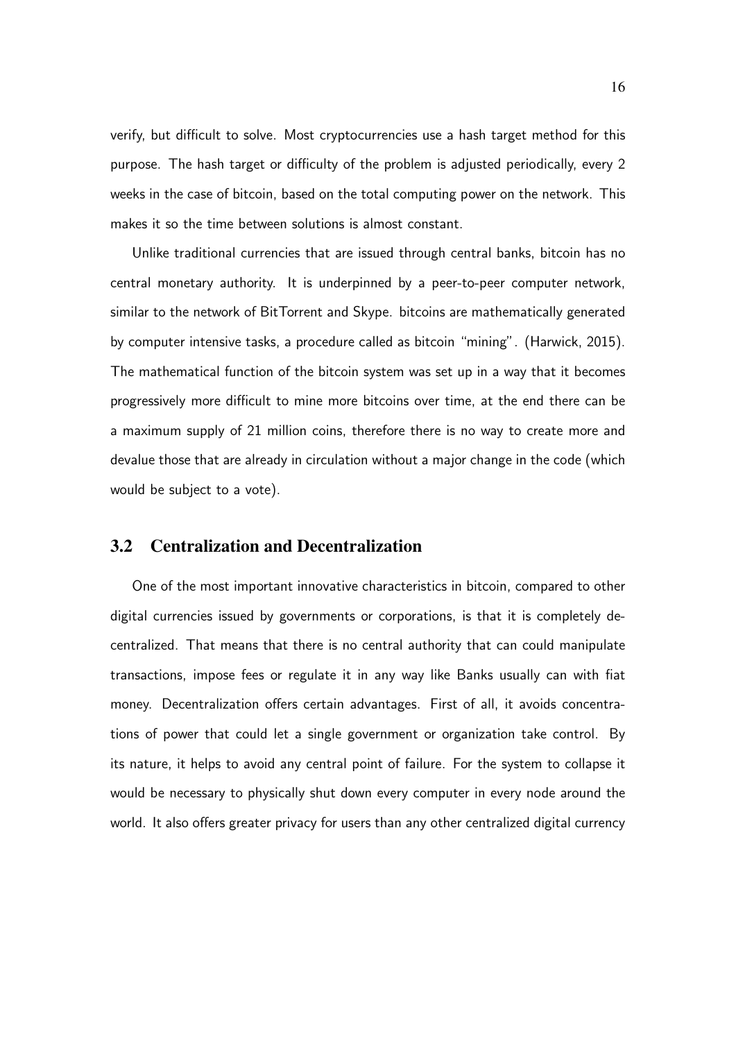verify, but difficult to solve. Most cryptocurrencies use a hash target method for this purpose. The hash target or difficulty of the problem is adjusted periodically, every 2 weeks in the case of bitcoin, based on the total computing power on the network. This makes it so the time between solutions is almost constant.

Unlike traditional currencies that are issued through central banks, bitcoin has no central monetary authority. It is underpinned by a peer-to-peer computer network, similar to the network of BitTorrent and Skype. bitcoins are mathematically generated by computer intensive tasks, a procedure called as bitcoin "mining". (Harwick, 2015). The mathematical function of the bitcoin system was set up in a way that it becomes progressively more difficult to mine more bitcoins over time, at the end there can be a maximum supply of 21 million coins, therefore there is no way to create more and devalue those that are already in circulation without a major change in the code (which would be subject to a vote).

## 3.2 Centralization and Decentralization

One of the most important innovative characteristics in bitcoin, compared to other digital currencies issued by governments or corporations, is that it is completely decentralized. That means that there is no central authority that can could manipulate transactions, impose fees or regulate it in any way like Banks usually can with fiat money. Decentralization offers certain advantages. First of all, it avoids concentrations of power that could let a single government or organization take control. By its nature, it helps to avoid any central point of failure. For the system to collapse it would be necessary to physically shut down every computer in every node around the world. It also offers greater privacy for users than any other centralized digital currency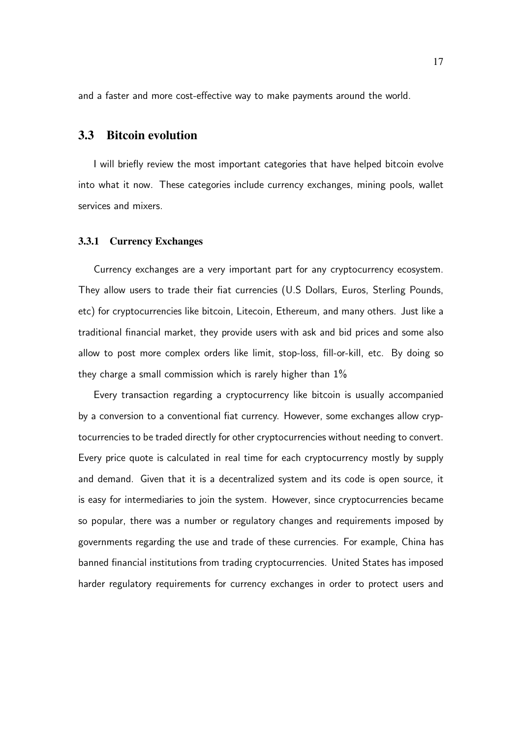and a faster and more cost-effective way to make payments around the world.

## 3.3 Bitcoin evolution

I will briefly review the most important categories that have helped bitcoin evolve into what it now. These categories include currency exchanges, mining pools, wallet services and mixers.

### 3.3.1 Currency Exchanges

Currency exchanges are a very important part for any cryptocurrency ecosystem. They allow users to trade their fiat currencies (U.S Dollars, Euros, Sterling Pounds, etc) for cryptocurrencies like bitcoin, Litecoin, Ethereum, and many others. Just like a traditional financial market, they provide users with ask and bid prices and some also allow to post more complex orders like limit, stop-loss, fill-or-kill, etc. By doing so they charge a small commission which is rarely higher than 1%

Every transaction regarding a cryptocurrency like bitcoin is usually accompanied by a conversion to a conventional fiat currency. However, some exchanges allow cryptocurrencies to be traded directly for other cryptocurrencies without needing to convert. Every price quote is calculated in real time for each cryptocurrency mostly by supply and demand. Given that it is a decentralized system and its code is open source, it is easy for intermediaries to join the system. However, since cryptocurrencies became so popular, there was a number or regulatory changes and requirements imposed by governments regarding the use and trade of these currencies. For example, China has banned financial institutions from trading cryptocurrencies. United States has imposed harder regulatory requirements for currency exchanges in order to protect users and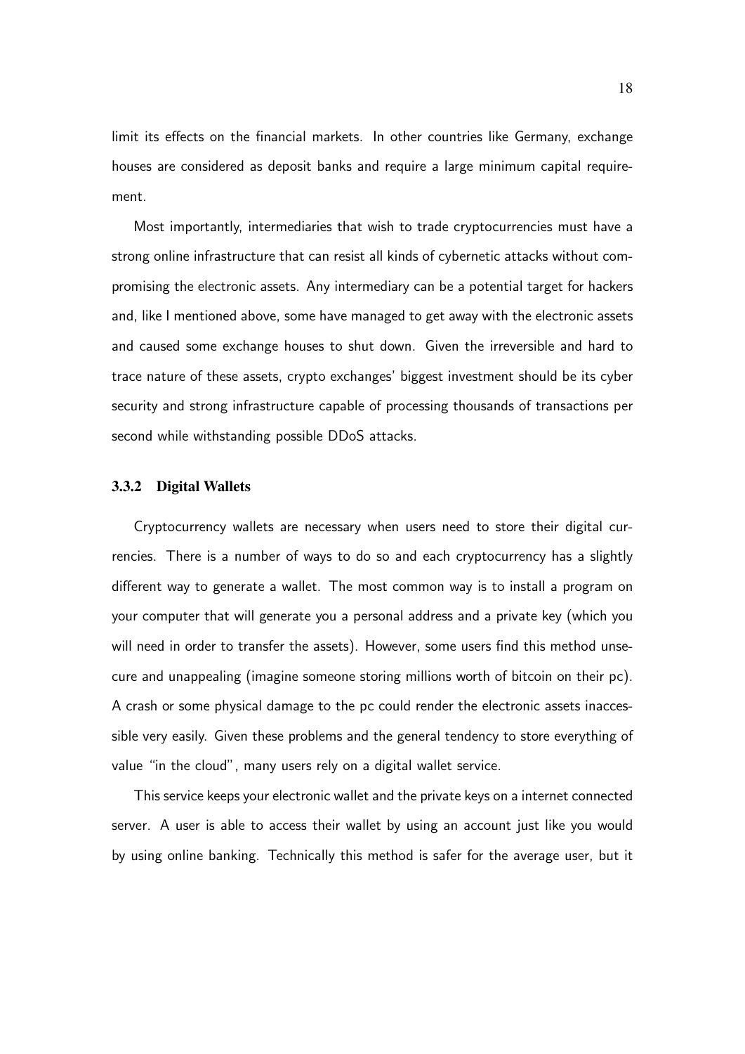limit its effects on the financial markets. In other countries like Germany, exchange houses are considered as deposit banks and require a large minimum capital requirement.

Most importantly, intermediaries that wish to trade cryptocurrencies must have a strong online infrastructure that can resist all kinds of cybernetic attacks without compromising the electronic assets. Any intermediary can be a potential target for hackers and, like I mentioned above, some have managed to get away with the electronic assets and caused some exchange houses to shut down. Given the irreversible and hard to trace nature of these assets, crypto exchanges' biggest investment should be its cyber security and strong infrastructure capable of processing thousands of transactions per second while withstanding possible DDoS attacks.

### 3.3.2 Digital Wallets

Cryptocurrency wallets are necessary when users need to store their digital currencies. There is a number of ways to do so and each cryptocurrency has a slightly different way to generate a wallet. The most common way is to install a program on your computer that will generate you a personal address and a private key (which you will need in order to transfer the assets). However, some users find this method unsecure and unappealing (imagine someone storing millions worth of bitcoin on their pc). A crash or some physical damage to the pc could render the electronic assets inaccessible very easily. Given these problems and the general tendency to store everything of value "in the cloud", many users rely on a digital wallet service.

This service keeps your electronic wallet and the private keys on a internet connected server. A user is able to access their wallet by using an account just like you would by using online banking. Technically this method is safer for the average user, but it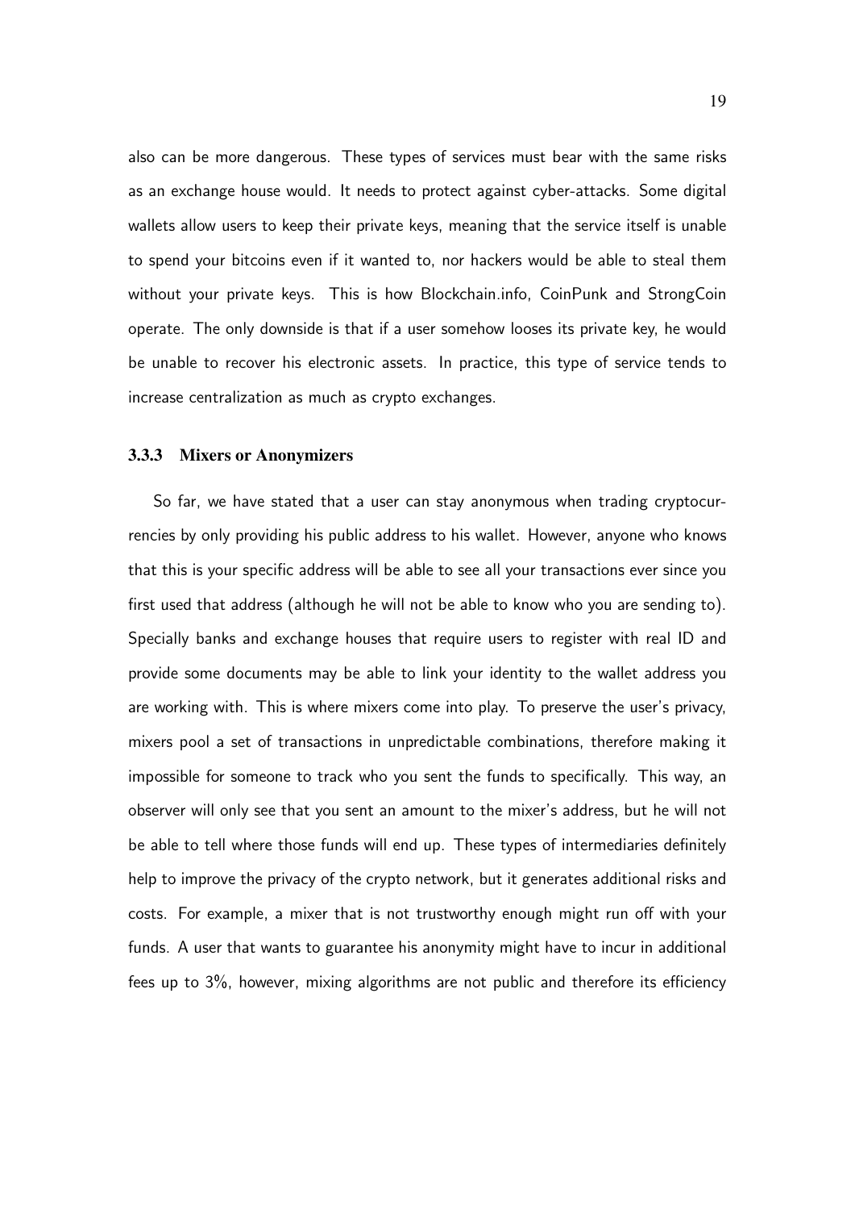also can be more dangerous. These types of services must bear with the same risks as an exchange house would. It needs to protect against cyber-attacks. Some digital wallets allow users to keep their private keys, meaning that the service itself is unable to spend your bitcoins even if it wanted to, nor hackers would be able to steal them without your private keys. This is how Blockchain.info, CoinPunk and StrongCoin operate. The only downside is that if a user somehow looses its private key, he would be unable to recover his electronic assets. In practice, this type of service tends to increase centralization as much as crypto exchanges.

### 3.3.3 Mixers or Anonymizers

So far, we have stated that a user can stay anonymous when trading cryptocurrencies by only providing his public address to his wallet. However, anyone who knows that this is your specific address will be able to see all your transactions ever since you first used that address (although he will not be able to know who you are sending to). Specially banks and exchange houses that require users to register with real ID and provide some documents may be able to link your identity to the wallet address you are working with. This is where mixers come into play. To preserve the user's privacy, mixers pool a set of transactions in unpredictable combinations, therefore making it impossible for someone to track who you sent the funds to specifically. This way, an observer will only see that you sent an amount to the mixer's address, but he will not be able to tell where those funds will end up. These types of intermediaries definitely help to improve the privacy of the crypto network, but it generates additional risks and costs. For example, a mixer that is not trustworthy enough might run off with your funds. A user that wants to guarantee his anonymity might have to incur in additional fees up to 3%, however, mixing algorithms are not public and therefore its efficiency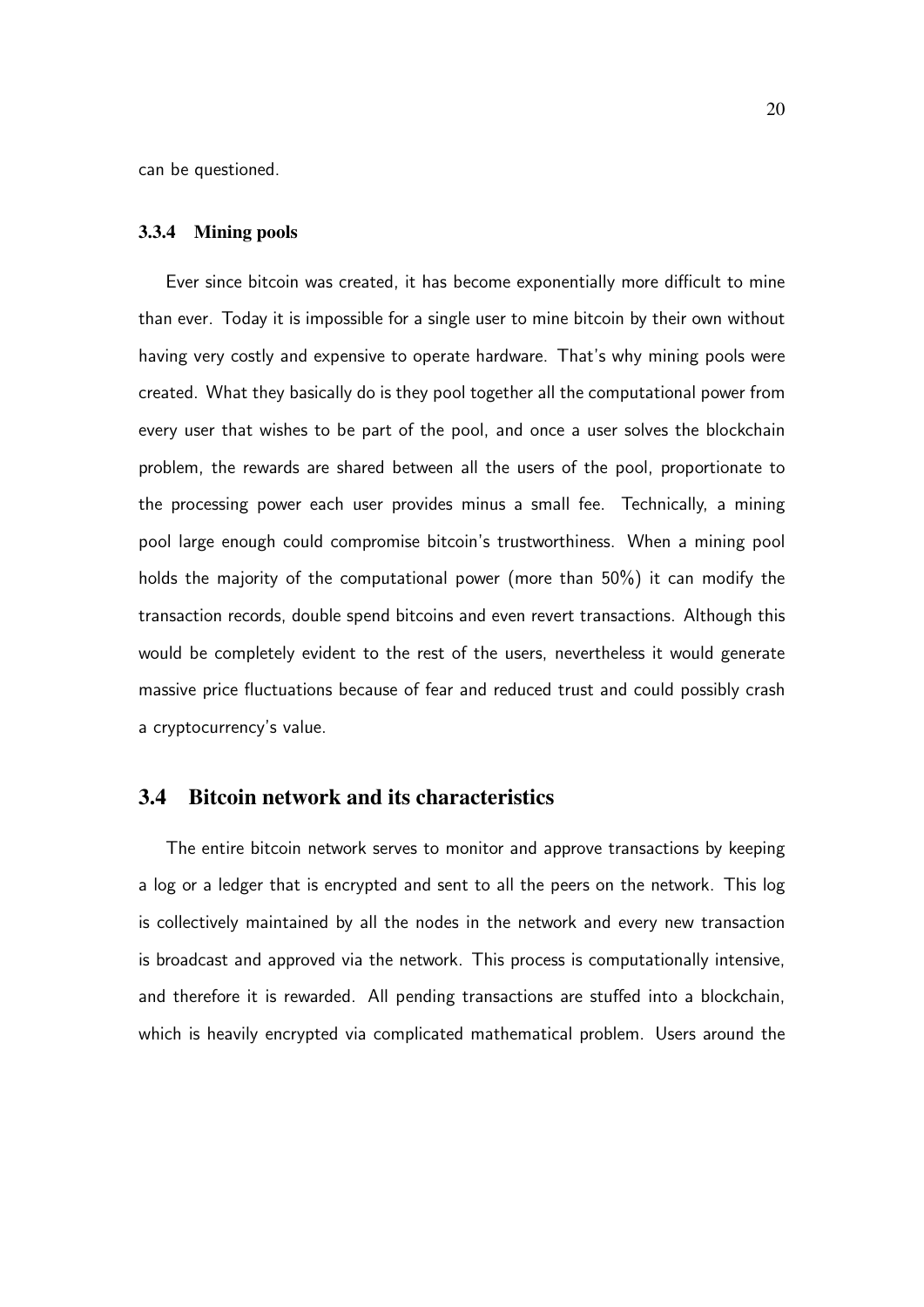can be questioned.

### 3.3.4 Mining pools

Ever since bitcoin was created, it has become exponentially more difficult to mine than ever. Today it is impossible for a single user to mine bitcoin by their own without having very costly and expensive to operate hardware. That's why mining pools were created. What they basically do is they pool together all the computational power from every user that wishes to be part of the pool, and once a user solves the blockchain problem, the rewards are shared between all the users of the pool, proportionate to the processing power each user provides minus a small fee. Technically, a mining pool large enough could compromise bitcoin's trustworthiness. When a mining pool holds the majority of the computational power (more than 50%) it can modify the transaction records, double spend bitcoins and even revert transactions. Although this would be completely evident to the rest of the users, nevertheless it would generate massive price fluctuations because of fear and reduced trust and could possibly crash a cryptocurrency's value.

## 3.4 Bitcoin network and its characteristics

The entire bitcoin network serves to monitor and approve transactions by keeping a log or a ledger that is encrypted and sent to all the peers on the network. This log is collectively maintained by all the nodes in the network and every new transaction is broadcast and approved via the network. This process is computationally intensive, and therefore it is rewarded. All pending transactions are stuffed into a blockchain, which is heavily encrypted via complicated mathematical problem. Users around the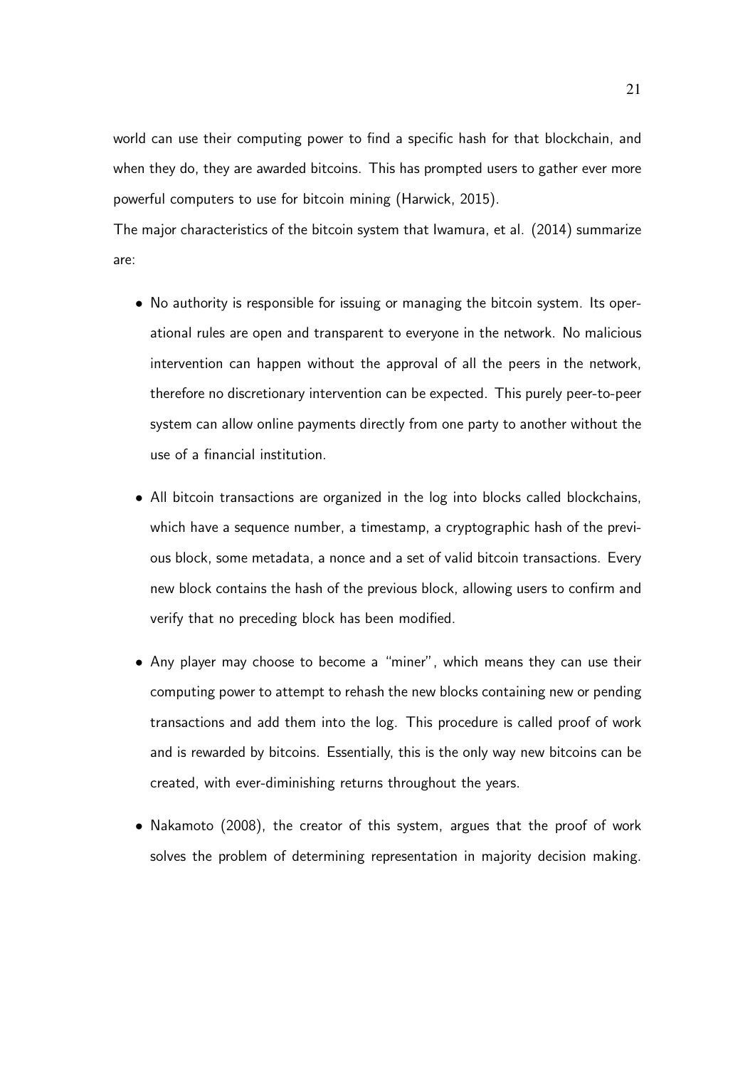world can use their computing power to find a specific hash for that blockchain, and when they do, they are awarded bitcoins. This has prompted users to gather ever more powerful computers to use for bitcoin mining (Harwick, 2015).

The major characteristics of the bitcoin system that Iwamura, et al. (2014) summarize are:

- No authority is responsible for issuing or managing the bitcoin system. Its operational rules are open and transparent to everyone in the network. No malicious intervention can happen without the approval of all the peers in the network, therefore no discretionary intervention can be expected. This purely peer-to-peer system can allow online payments directly from one party to another without the use of a financial institution.

- All bitcoin transactions are organized in the log into blocks called blockchains, which have a sequence number, a timestamp, a cryptographic hash of the previous block, some metadata, a nonce and a set of valid bitcoin transactions. Every new block contains the hash of the previous block, allowing users to confirm and verify that no preceding block has been modified.

- Any player may choose to become a "miner", which means they can use their computing power to attempt to rehash the new blocks containing new or pending transactions and add them into the log. This procedure is called proof of work and is rewarded by bitcoins. Essentially, this is the only way new bitcoins can be created, with ever-diminishing returns throughout the years.

- Nakamoto (2008), the creator of this system, argues that the proof of work solves the problem of determining representation in majority decision making.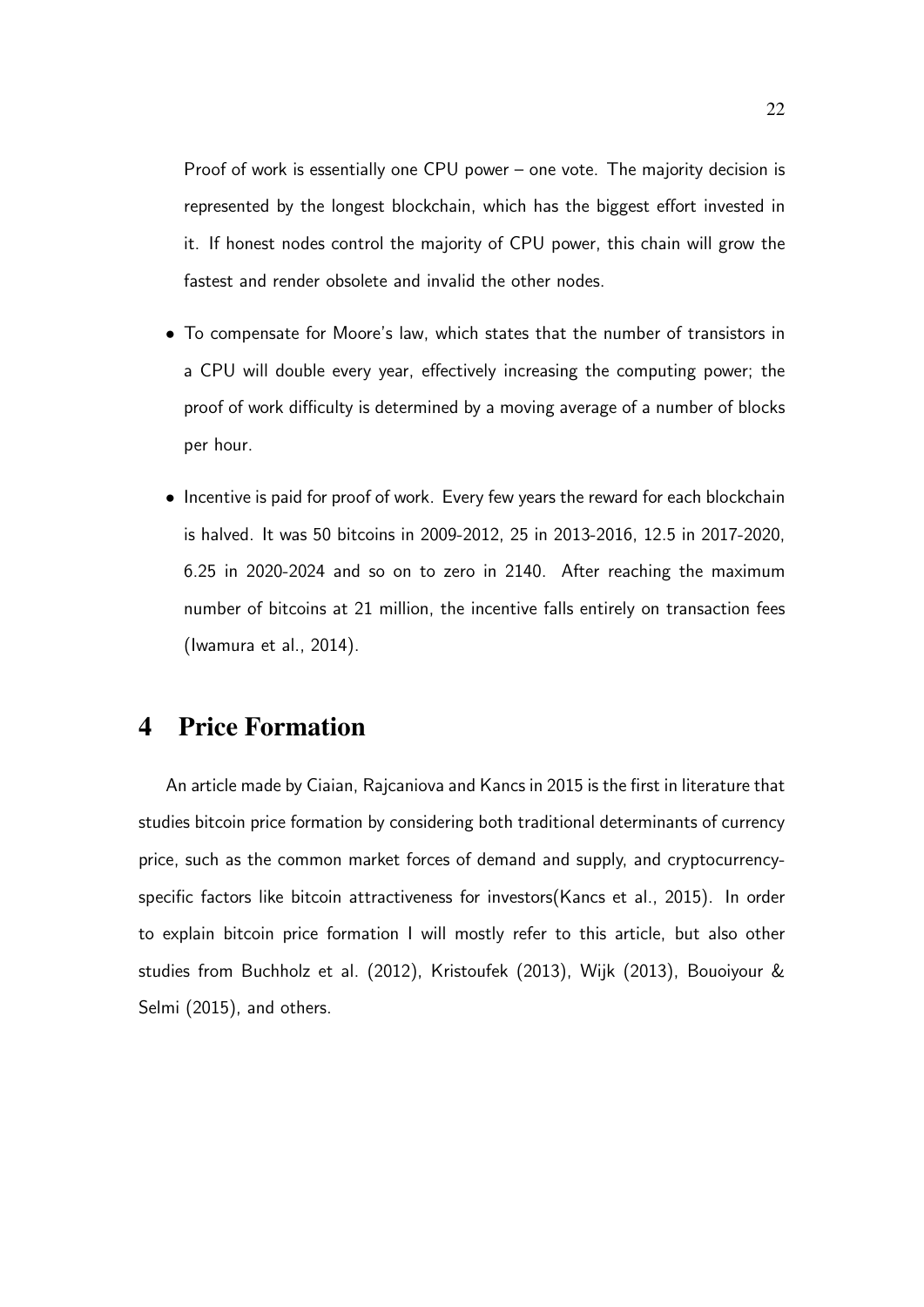Proof of work is essentially one CPU power – one vote. The majority decision is represented by the longest blockchain, which has the biggest effort invested in it. If honest nodes control the majority of CPU power, this chain will grow the fastest and render obsolete and invalid the other nodes.

- To compensate for Moore's law, which states that the number of transistors in a CPU will double every year, effectively increasing the computing power; the proof of work difficulty is determined by a moving average of a number of blocks per hour.
- Incentive is paid for proof of work. Every few years the reward for each blockchain is halved. It was 50 bitcoins in 2009-2012, 25 in 2013-2016, 12.5 in 2017-2020, 6.25 in 2020-2024 and so on to zero in 2140. After reaching the maximum number of bitcoins at 21 million, the incentive falls entirely on transaction fees (Iwamura et al., 2014).

# 4 Price Formation

An article made by Ciaian, Rajcaniova and Kancs in 2015 is the first in literature that studies bitcoin price formation by considering both traditional determinants of currency price, such as the common market forces of demand and supply, and cryptocurrency-specific factors like bitcoin attractiveness for investors(Kancs et al., 2015). In order to explain bitcoin price formation I will mostly refer to this article, but also other studies from Buchholz et al. (2012), Kristoufek (2013), Wijk (2013), Bouoiyour & Selmi (2015), and others.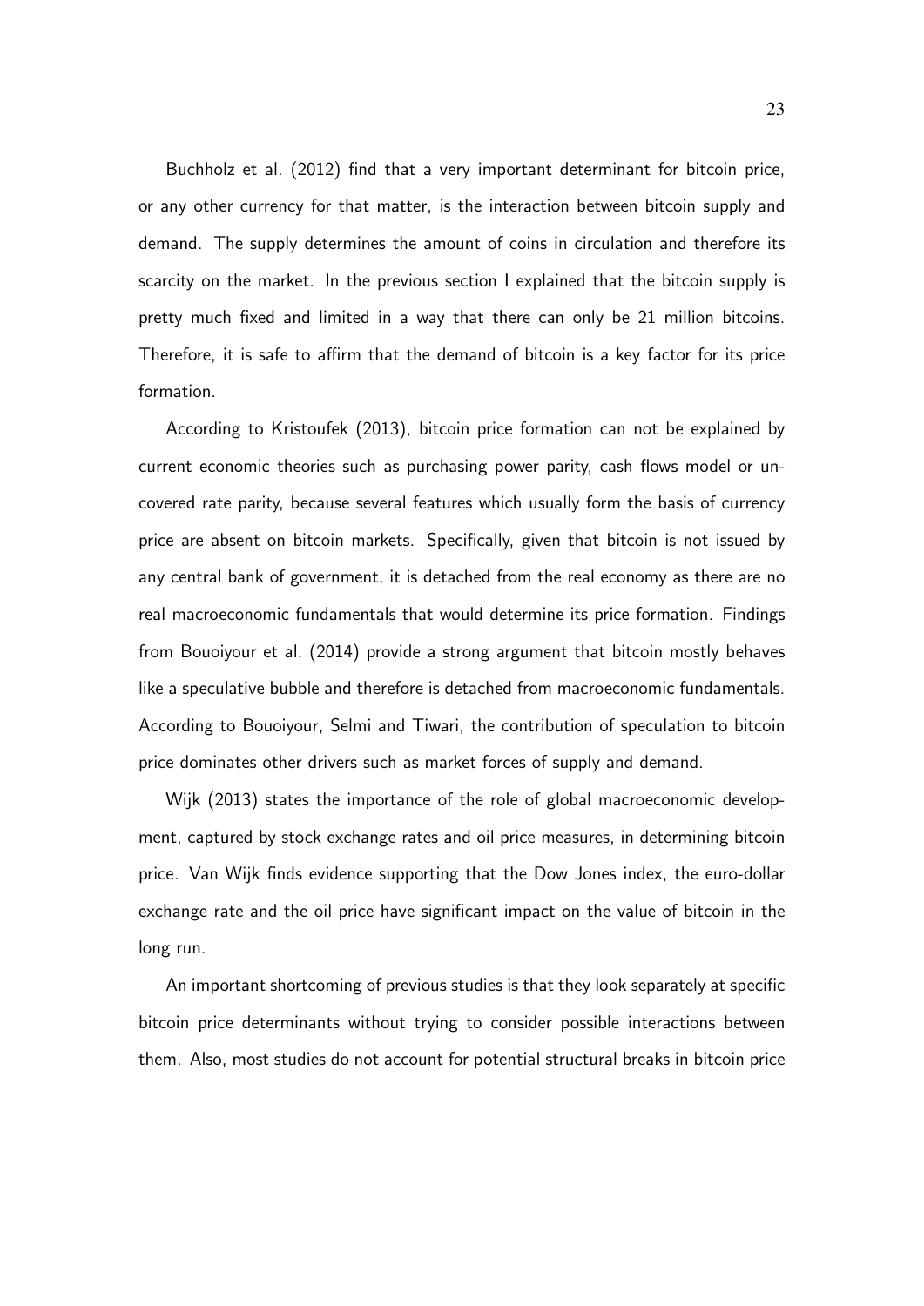Buchholz et al. (2012) find that a very important determinant for bitcoin price, or any other currency for that matter, is the interaction between bitcoin supply and demand. The supply determines the amount of coins in circulation and therefore its scarcity on the market. In the previous section I explained that the bitcoin supply is pretty much fixed and limited in a way that there can only be 21 million bitcoins. Therefore, it is safe to affirm that the demand of bitcoin is a key factor for its price formation.

According to Kristoufek (2013), bitcoin price formation can not be explained by current economic theories such as purchasing power parity, cash flows model or uncovered rate parity, because several features which usually form the basis of currency price are absent on bitcoin markets. Specifically, given that bitcoin is not issued by any central bank of government, it is detached from the real economy as there are no real macroeconomic fundamentals that would determine its price formation. Findings from Bouoiyour et al. (2014) provide a strong argument that bitcoin mostly behaves like a speculative bubble and therefore is detached from macroeconomic fundamentals. According to Bouoiyour, Selmi and Tiwari, the contribution of speculation to bitcoin price dominates other drivers such as market forces of supply and demand.

Wijk (2013) states the importance of the role of global macroeconomic development, captured by stock exchange rates and oil price measures, in determining bitcoin price. Van Wijk finds evidence supporting that the Dow Jones index, the euro-dollar exchange rate and the oil price have significant impact on the value of bitcoin in the long run.

An important shortcoming of previous studies is that they look separately at specific bitcoin price determinants without trying to consider possible interactions between them. Also, most studies do not account for potential structural breaks in bitcoin price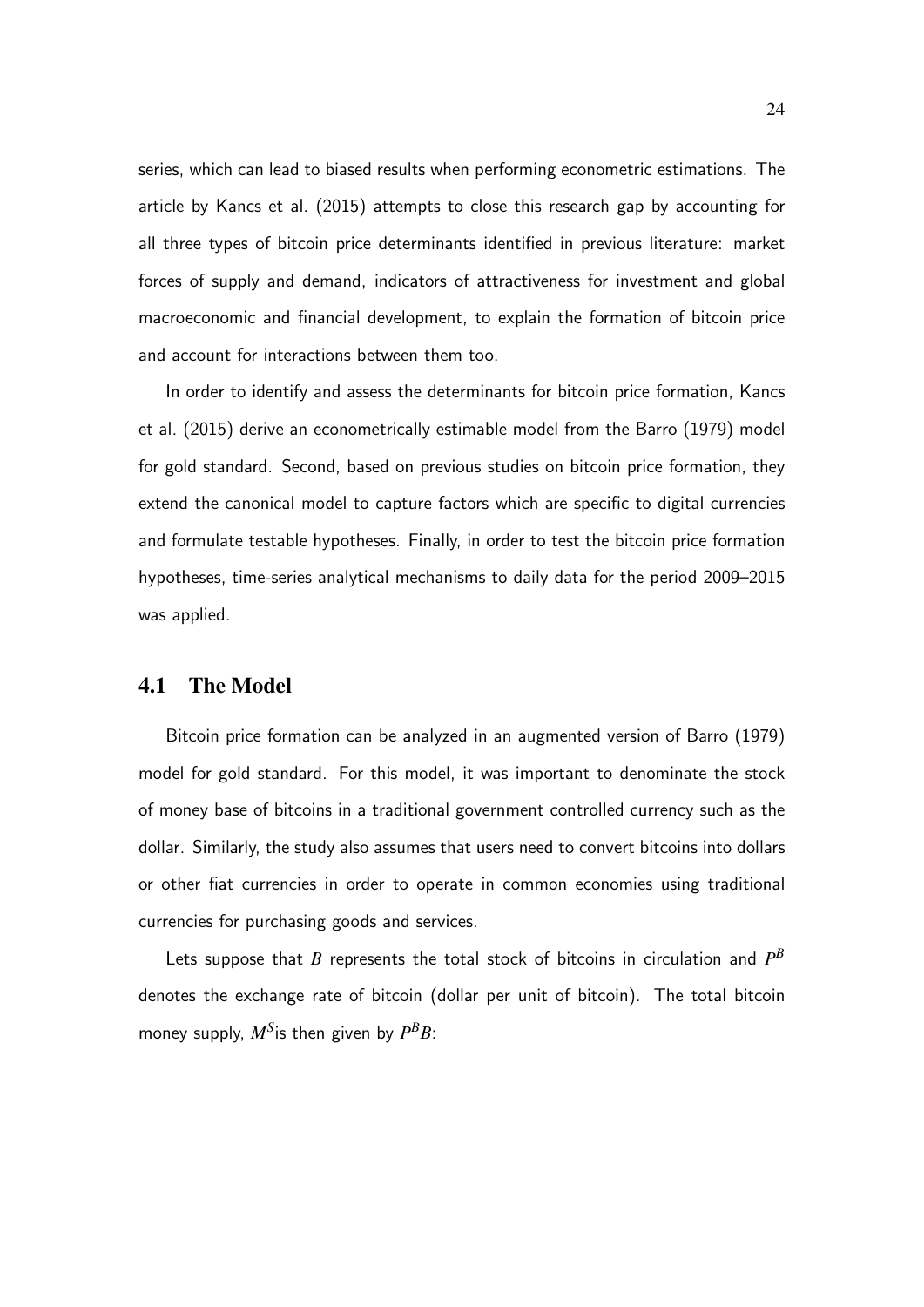series, which can lead to biased results when performing econometric estimations. The article by Kancs et al. (2015) attempts to close this research gap by accounting for all three types of bitcoin price determinants identified in previous literature: market forces of supply and demand, indicators of attractiveness for investment and global macroeconomic and financial development, to explain the formation of bitcoin price and account for interactions between them too.

In order to identify and assess the determinants for bitcoin price formation, Kancs et al. (2015) derive an econometrically estimable model from the Barro (1979) model for gold standard. Second, based on previous studies on bitcoin price formation, they extend the canonical model to capture factors which are specific to digital currencies and formulate testable hypotheses. Finally, in order to test the bitcoin price formation hypotheses, time-series analytical mechanisms to daily data for the period 2009–2015 was applied.

## 4.1 The Model

Bitcoin price formation can be analyzed in an augmented version of Barro (1979) model for gold standard. For this model, it was important to denominate the stock of money base of bitcoins in a traditional government controlled currency such as the dollar. Similarly, the study also assumes that users need to convert bitcoins into dollars or other fiat currencies in order to operate in common economies using traditional currencies for purchasing goods and services.

Lets suppose that $B$ represents the total stock of bitcoins in circulation and $P^B$ denotes the exchange rate of bitcoin (dollar per unit of bitcoin). The total bitcoin money supply, $M^S$is then given by $P^B B$: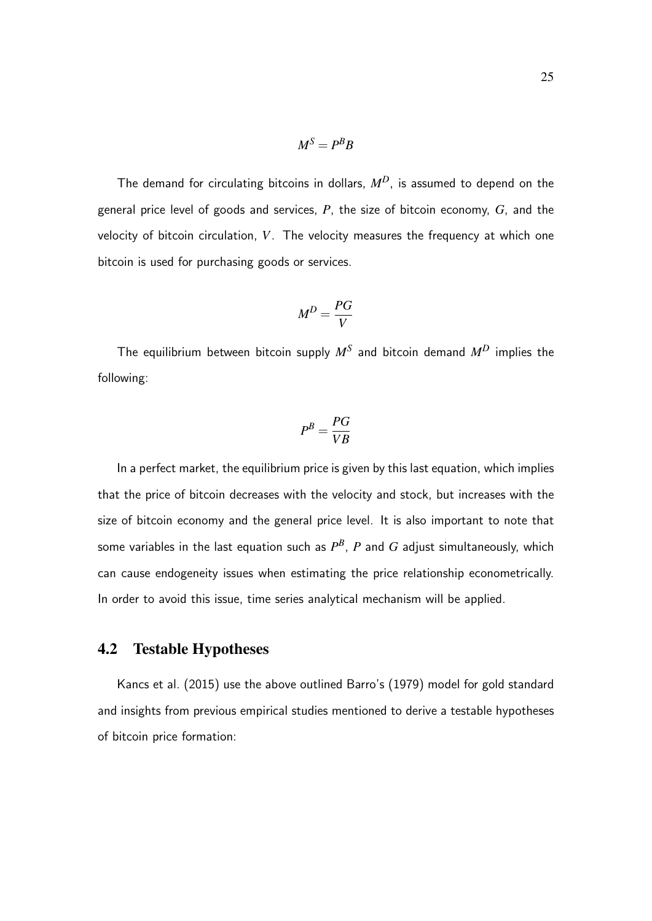$$M^S = P^B B$$

The demand for circulating bitcoins in dollars, $M^D$, is assumed to depend on the general price level of goods and services, $P$, the size of bitcoin economy, $G$, and the velocity of bitcoin circulation, $V$. The velocity measures the frequency at which one bitcoin is used for purchasing goods or services.

$$M^D = \frac{PG}{V}$$

The equilibrium between bitcoin supply $M^S$ and bitcoin demand $M^D$ implies the following:

$$P^B = \frac{PG}{VB}$$

In a perfect market, the equilibrium price is given by this last equation, which implies that the price of bitcoin decreases with the velocity and stock, but increases with the size of bitcoin economy and the general price level. It is also important to note that some variables in the last equation such as $P^B$, $P$ and $G$ adjust simultaneously, which can cause endogeneity issues when estimating the price relationship econometrically. In order to avoid this issue, time series analytical mechanism will be applied.

## 4.2 Testable Hypotheses

Kancs et al. (2015) use the above outlined Barro's (1979) model for gold standard and insights from previous empirical studies mentioned to derive a testable hypotheses of bitcoin price formation: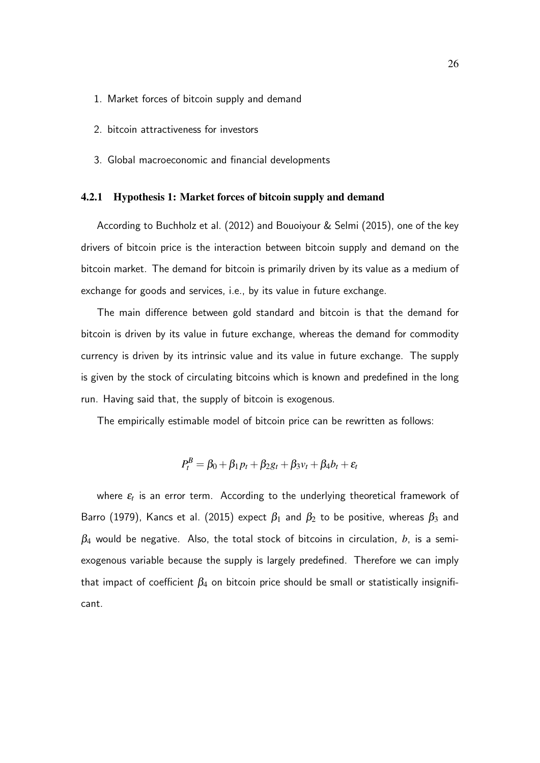1. Market forces of bitcoin supply and demand
2. bitcoin attractiveness for investors
3. Global macroeconomic and financial developments

### 4.2.1 Hypothesis 1: Market forces of bitcoin supply and demand

According to Buchholz et al. (2012) and Bouoiyour & Selmi (2015), one of the key drivers of bitcoin price is the interaction between bitcoin supply and demand on the bitcoin market. The demand for bitcoin is primarily driven by its value as a medium of exchange for goods and services, i.e., by its value in future exchange.

The main difference between gold standard and bitcoin is that the demand for bitcoin is driven by its value in future exchange, whereas the demand for commodity currency is driven by its intrinsic value and its value in future exchange. The supply is given by the stock of circulating bitcoins which is known and predefined in the long run. Having said that, the supply of bitcoin is exogenous.

The empirically estimable model of bitcoin price can be rewritten as follows:

$$P_t^B = \beta_0 + \beta_1 p_t + \beta_2 g_t + \beta_3 v_t + \beta_4 b_t + \varepsilon_t$$

where $\varepsilon_t$ is an error term. According to the underlying theoretical framework of Barro (1979), Kancs et al. (2015) expect $\beta_1$ and $\beta_2$ to be positive, whereas $\beta_3$ and $\beta_4$ would be negative. Also, the total stock of bitcoins in circulation, $b$, is a semi-exogenous variable because the supply is largely predefined. Therefore we can imply that impact of coefficient $\beta_4$ on bitcoin price should be small or statistically insignificant.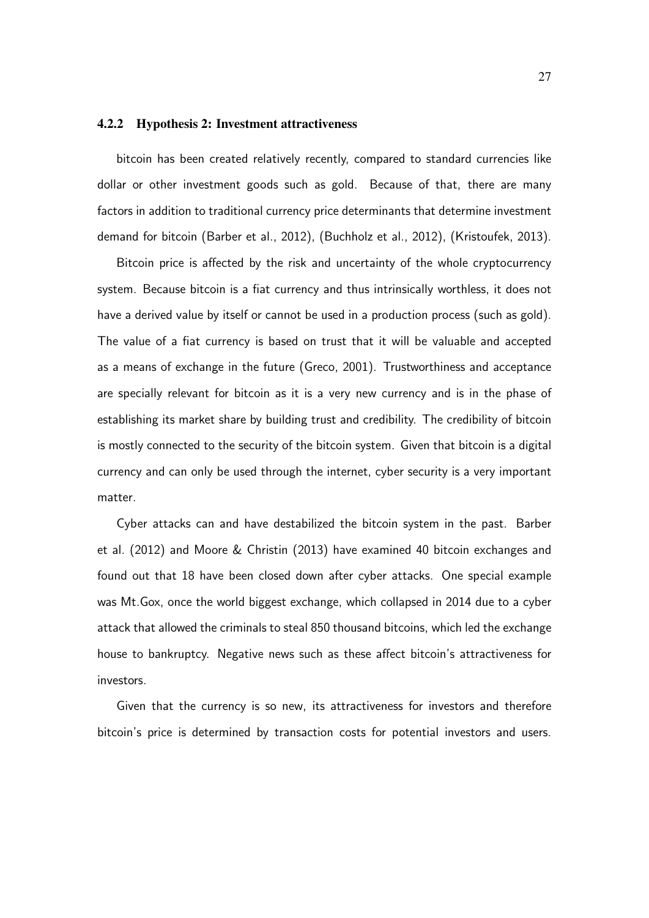### 4.2.2 Hypothesis 2: Investment attractiveness

bitcoin has been created relatively recently, compared to standard currencies like dollar or other investment goods such as gold. Because of that, there are many factors in addition to traditional currency price determinants that determine investment demand for bitcoin (Barber et al., 2012), (Buchholz et al., 2012), (Kristoufek, 2013).

Bitcoin price is affected by the risk and uncertainty of the whole cryptocurrency system. Because bitcoin is a fiat currency and thus intrinsically worthless, it does not have a derived value by itself or cannot be used in a production process (such as gold). The value of a fiat currency is based on trust that it will be valuable and accepted as a means of exchange in the future (Greco, 2001). Trustworthiness and acceptance are specially relevant for bitcoin as it is a very new currency and is in the phase of establishing its market share by building trust and credibility. The credibility of bitcoin is mostly connected to the security of the bitcoin system. Given that bitcoin is a digital currency and can only be used through the internet, cyber security is a very important matter.

Cyber attacks can and have destabilized the bitcoin system in the past. Barber et al. (2012) and Moore & Christin (2013) have examined 40 bitcoin exchanges and found out that 18 have been closed down after cyber attacks. One special example was Mt.Gox, once the world biggest exchange, which collapsed in 2014 due to a cyber attack that allowed the criminals to steal 850 thousand bitcoins, which led the exchange house to bankruptcy. Negative news such as these affect bitcoin's attractiveness for investors.

Given that the currency is so new, its attractiveness for investors and therefore bitcoin's price is determined by transaction costs for potential investors and users.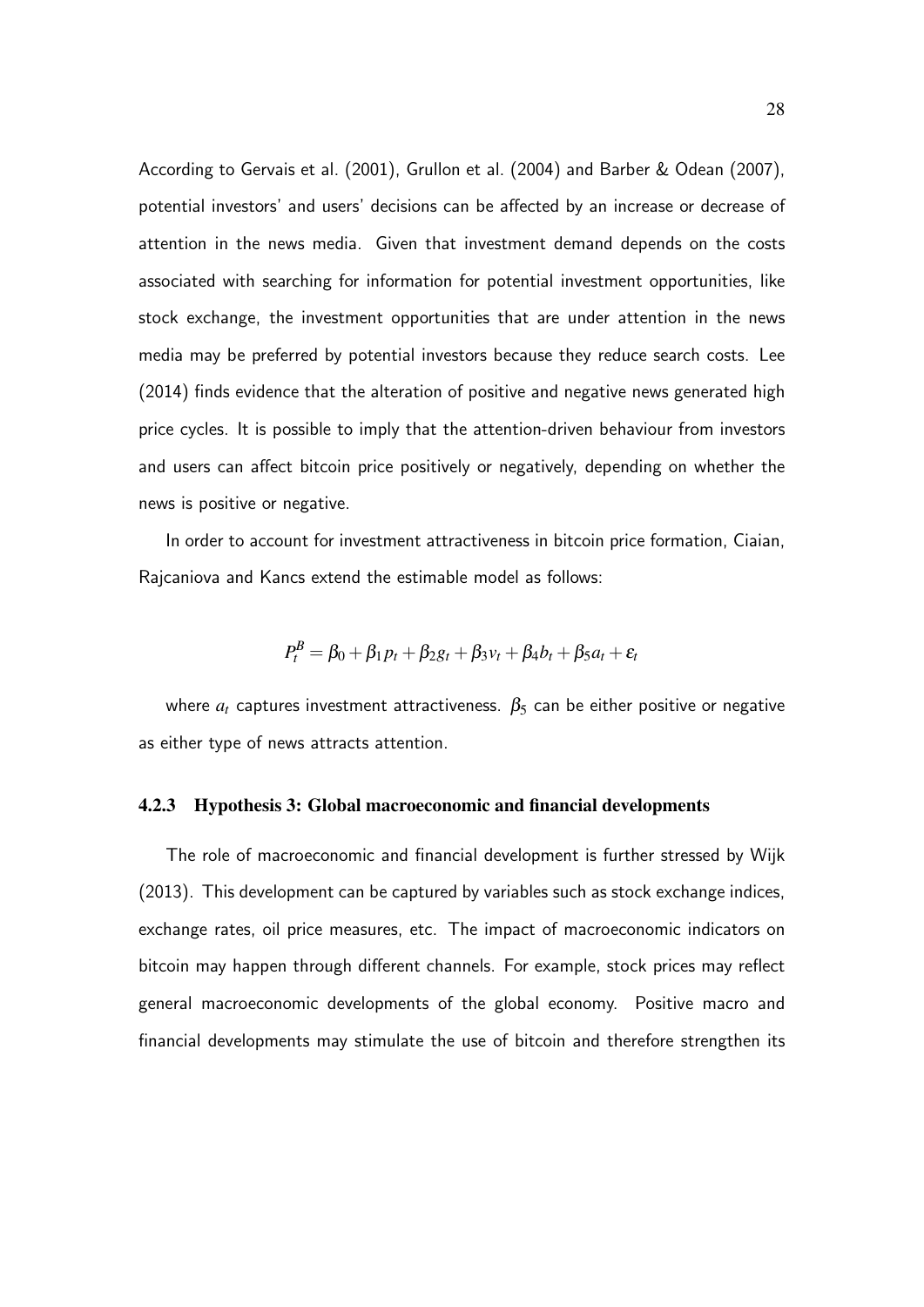According to Gervais et al. (2001), Grullon et al. (2004) and Barber & Odean (2007), potential investors' and users' decisions can be affected by an increase or decrease of attention in the news media. Given that investment demand depends on the costs associated with searching for information for potential investment opportunities, like stock exchange, the investment opportunities that are under attention in the news media may be preferred by potential investors because they reduce search costs. Lee (2014) finds evidence that the alteration of positive and negative news generated high price cycles. It is possible to imply that the attention-driven behaviour from investors and users can affect bitcoin price positively or negatively, depending on whether the news is positive or negative.

In order to account for investment attractiveness in bitcoin price formation, Ciaian, Rajcaniova and Kancs extend the estimable model as follows:

$$P_t^B = \beta_0 + \beta_1 p_t + \beta_2 g_t + \beta_3 v_t + \beta_4 b_t + \beta_5 a_t + \varepsilon_t$$

where $a_t$ captures investment attractiveness. $\beta_5$ can be either positive or negative as either type of news attracts attention.

### 4.2.3 Hypothesis 3: Global macroeconomic and financial developments

The role of macroeconomic and financial development is further stressed by Wijk (2013). This development can be captured by variables such as stock exchange indices, exchange rates, oil price measures, etc. The impact of macroeconomic indicators on bitcoin may happen through different channels. For example, stock prices may reflect general macroeconomic developments of the global economy. Positive macro and financial developments may stimulate the use of bitcoin and therefore strengthen its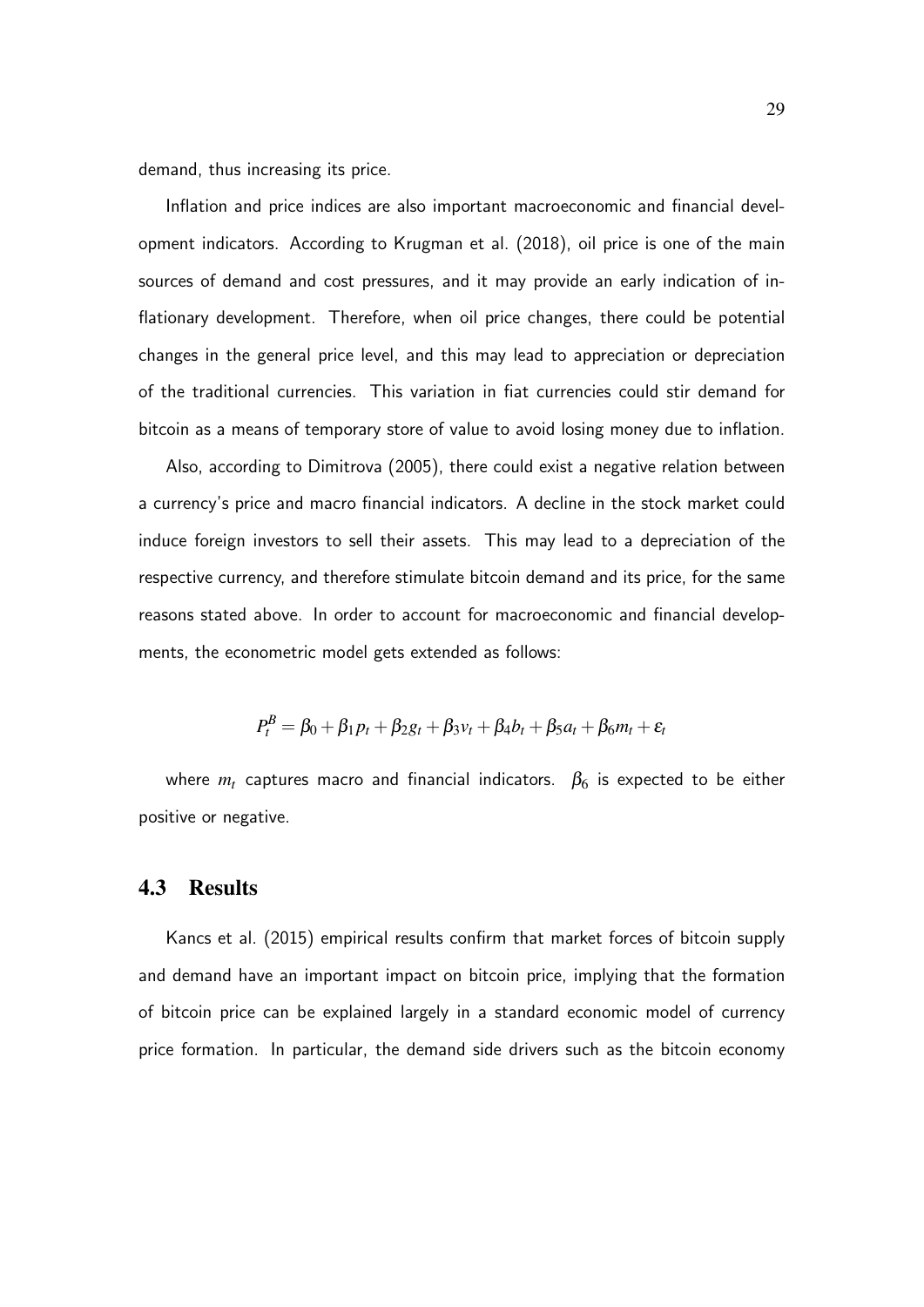demand, thus increasing its price.

Inflation and price indices are also important macroeconomic and financial development indicators. According to Krugman et al. (2018), oil price is one of the main sources of demand and cost pressures, and it may provide an early indication of inflationary development. Therefore, when oil price changes, there could be potential changes in the general price level, and this may lead to appreciation or depreciation of the traditional currencies. This variation in fiat currencies could stir demand for bitcoin as a means of temporary store of value to avoid losing money due to inflation.

Also, according to Dimitrova (2005), there could exist a negative relation between a currency's price and macro financial indicators. A decline in the stock market could induce foreign investors to sell their assets. This may lead to a depreciation of the respective currency, and therefore stimulate bitcoin demand and its price, for the same reasons stated above. In order to account for macroeconomic and financial developments, the econometric model gets extended as follows:

$$P_t^B = \beta_0 + \beta_1 p_t + \beta_2 g_t + \beta_3 v_t + \beta_4 b_t + \beta_5 a_t + \beta_6 m_t + \varepsilon_t$$

where $m_t$ captures macro and financial indicators. $\beta_6$ is expected to be either positive or negative.

## 4.3 Results

Kancs et al. (2015) empirical results confirm that market forces of bitcoin supply and demand have an important impact on bitcoin price, implying that the formation of bitcoin price can be explained largely in a standard economic model of currency price formation. In particular, the demand side drivers such as the bitcoin economy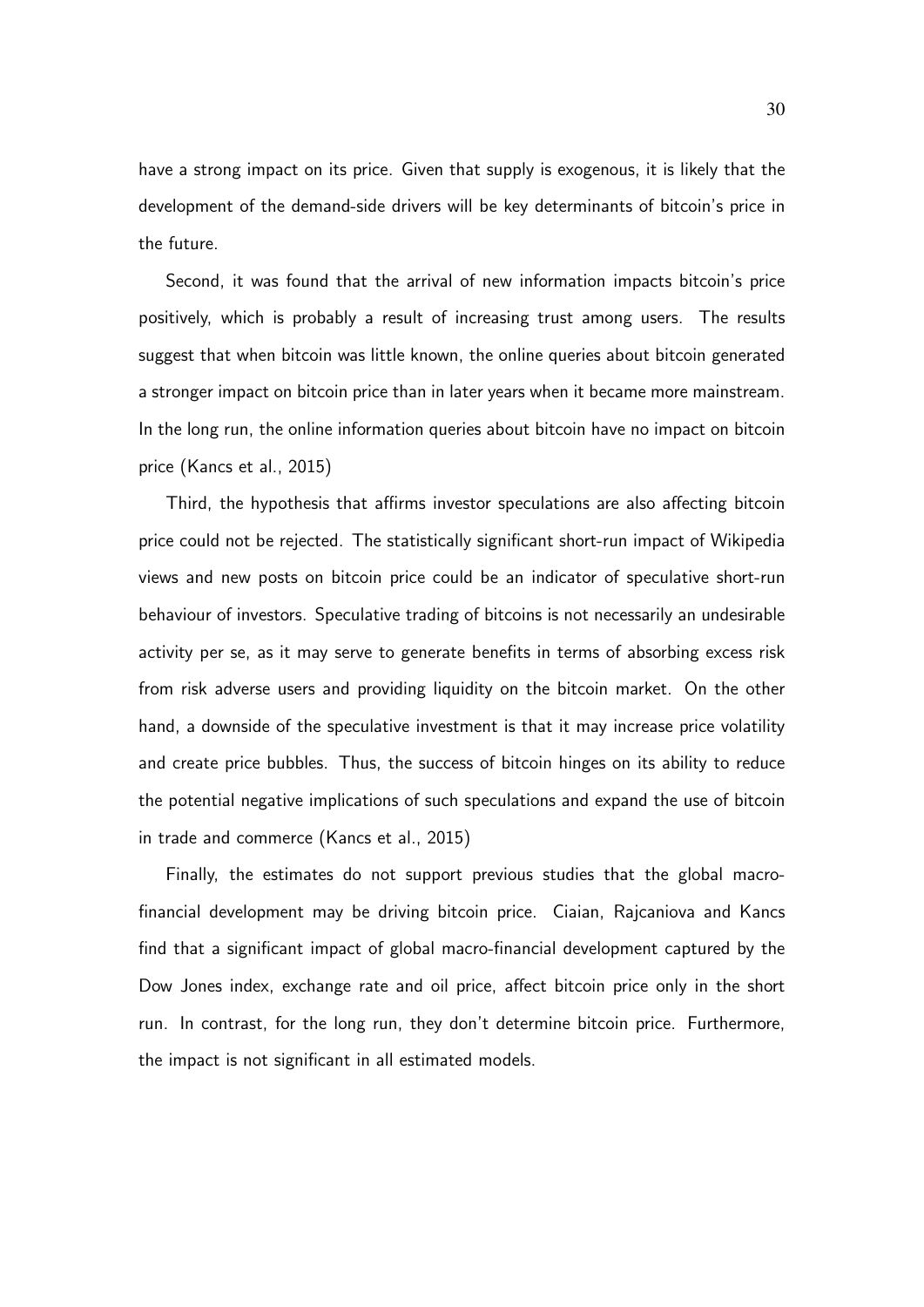have a strong impact on its price. Given that supply is exogenous, it is likely that the development of the demand-side drivers will be key determinants of bitcoin's price in the future.

Second, it was found that the arrival of new information impacts bitcoin's price positively, which is probably a result of increasing trust among users. The results suggest that when bitcoin was little known, the online queries about bitcoin generated a stronger impact on bitcoin price than in later years when it became more mainstream. In the long run, the online information queries about bitcoin have no impact on bitcoin price (Kancs et al., 2015)

Third, the hypothesis that affirms investor speculations are also affecting bitcoin price could not be rejected. The statistically significant short-run impact of Wikipedia views and new posts on bitcoin price could be an indicator of speculative short-run behaviour of investors. Speculative trading of bitcoins is not necessarily an undesirable activity per se, as it may serve to generate benefits in terms of absorbing excess risk from risk adverse users and providing liquidity on the bitcoin market. On the other hand, a downside of the speculative investment is that it may increase price volatility and create price bubbles. Thus, the success of bitcoin hinges on its ability to reduce the potential negative implications of such speculations and expand the use of bitcoin in trade and commerce (Kancs et al., 2015)

Finally, the estimates do not support previous studies that the global macro-financial development may be driving bitcoin price. Ciaian, Rajcaniova and Kancs find that a significant impact of global macro-financial development captured by the Dow Jones index, exchange rate and oil price, affect bitcoin price only in the short run. In contrast, for the long run, they don't determine bitcoin price. Furthermore, the impact is not significant in all estimated models.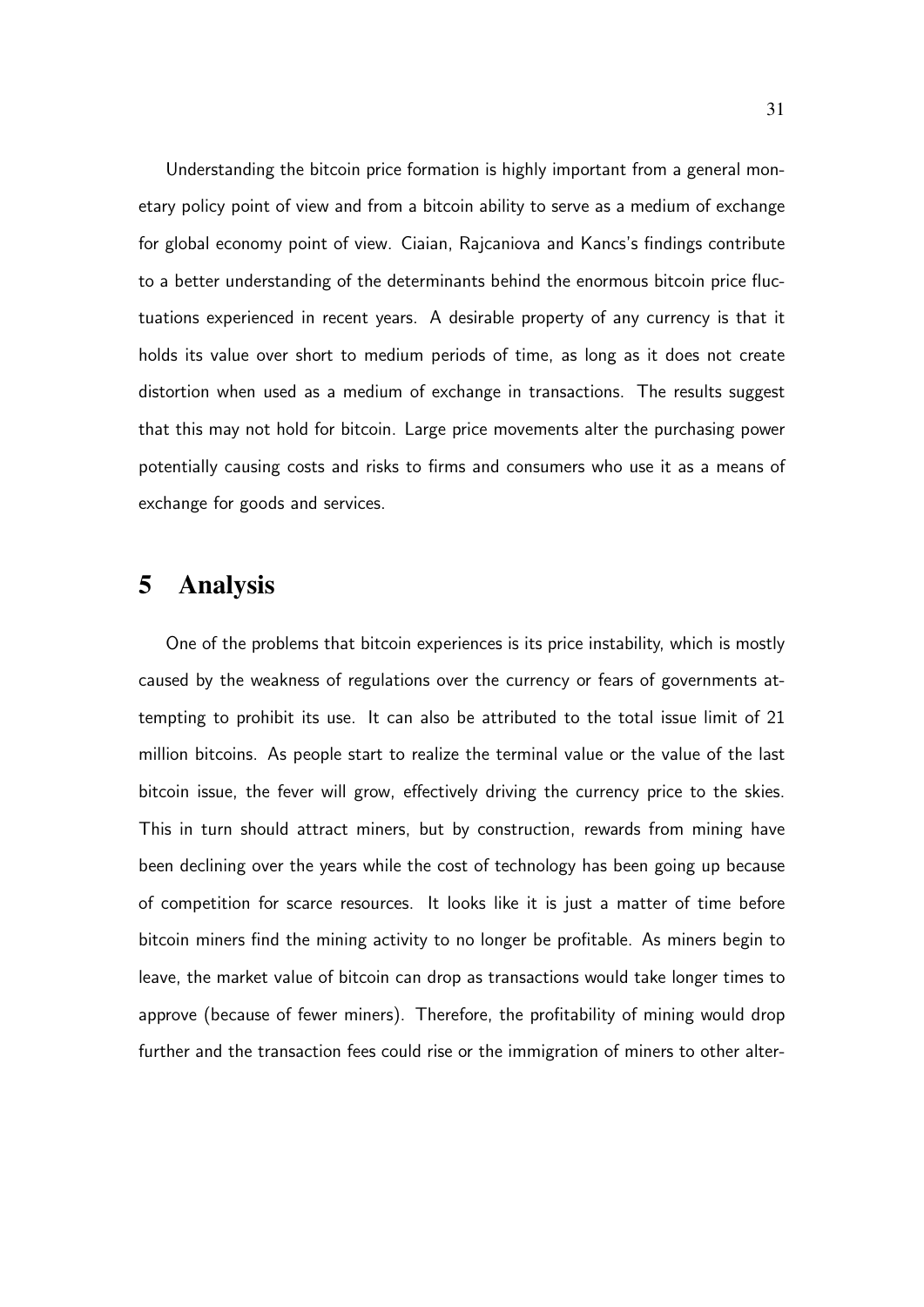Understanding the bitcoin price formation is highly important from a general monetary policy point of view and from a bitcoin ability to serve as a medium of exchange for global economy point of view. Ciaian, Rajcaniova and Kancs's findings contribute to a better understanding of the determinants behind the enormous bitcoin price fluctuations experienced in recent years. A desirable property of any currency is that it holds its value over short to medium periods of time, as long as it does not create distortion when used as a medium of exchange in transactions. The results suggest that this may not hold for bitcoin. Large price movements alter the purchasing power potentially causing costs and risks to firms and consumers who use it as a means of exchange for goods and services.

# 5 Analysis

One of the problems that bitcoin experiences is its price instability, which is mostly caused by the weakness of regulations over the currency or fears of governments attempting to prohibit its use. It can also be attributed to the total issue limit of 21 million bitcoins. As people start to realize the terminal value or the value of the last bitcoin issue, the fever will grow, effectively driving the currency price to the skies. This in turn should attract miners, but by construction, rewards from mining have been declining over the years while the cost of technology has been going up because of competition for scarce resources. It looks like it is just a matter of time before bitcoin miners find the mining activity to no longer be profitable. As miners begin to leave, the market value of bitcoin can drop as transactions would take longer times to approve (because of fewer miners). Therefore, the profitability of mining would drop further and the transaction fees could rise or the immigration of miners to other alter-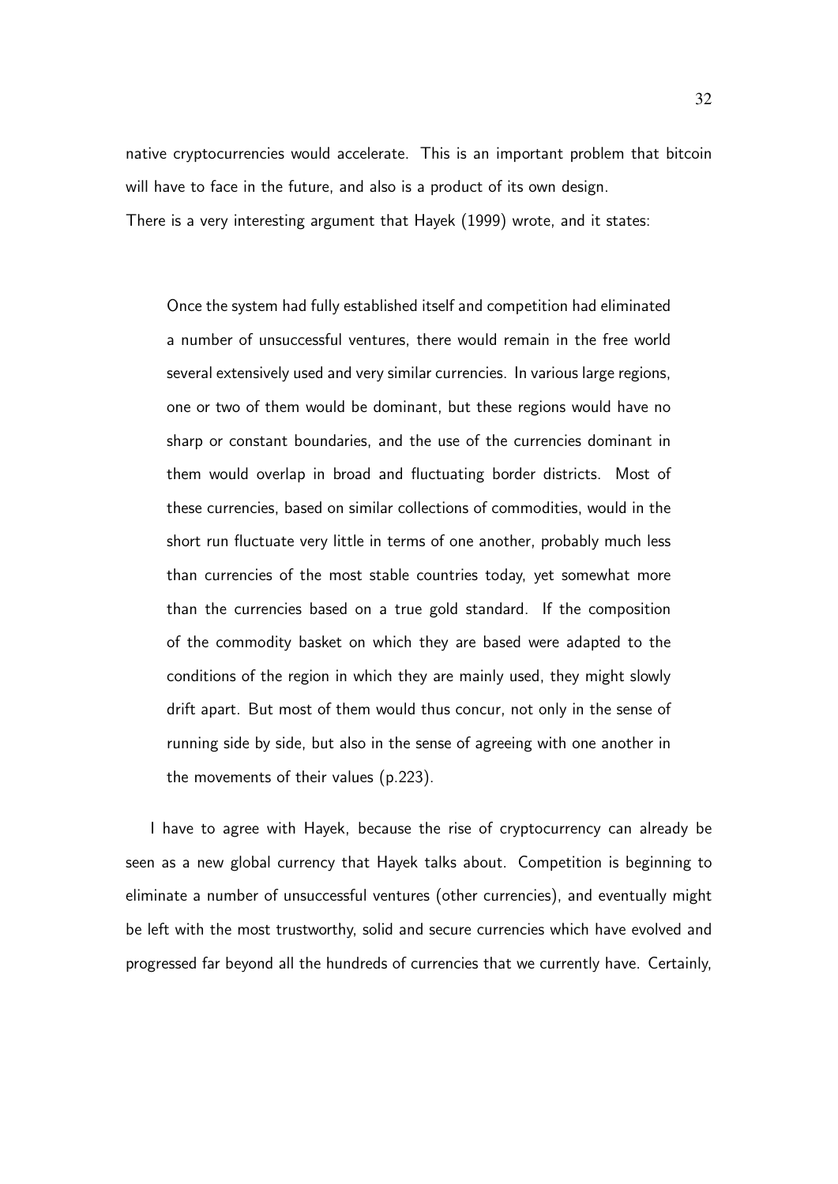native cryptocurrencies would accelerate. This is an important problem that bitcoin will have to face in the future, and also is a product of its own design.
There is a very interesting argument that Hayek (1999) wrote, and it states:

> Once the system had fully established itself and competition had eliminated a number of unsuccessful ventures, there would remain in the free world several extensively used and very similar currencies. In various large regions, one or two of them would be dominant, but these regions would have no sharp or constant boundaries, and the use of the currencies dominant in them would overlap in broad and fluctuating border districts. Most of these currencies, based on similar collections of commodities, would in the short run fluctuate very little in terms of one another, probably much less than currencies of the most stable countries today, yet somewhat more than the currencies based on a true gold standard. If the composition of the commodity basket on which they are based were adapted to the conditions of the region in which they are mainly used, they might slowly drift apart. But most of them would thus concur, not only in the sense of running side by side, but also in the sense of agreeing with one another in the movements of their values (p.223).

I have to agree with Hayek, because the rise of cryptocurrency can already be seen as a new global currency that Hayek talks about. Competition is beginning to eliminate a number of unsuccessful ventures (other currencies), and eventually might be left with the most trustworthy, solid and secure currencies which have evolved and progressed far beyond all the hundreds of currencies that we currently have. Certainly,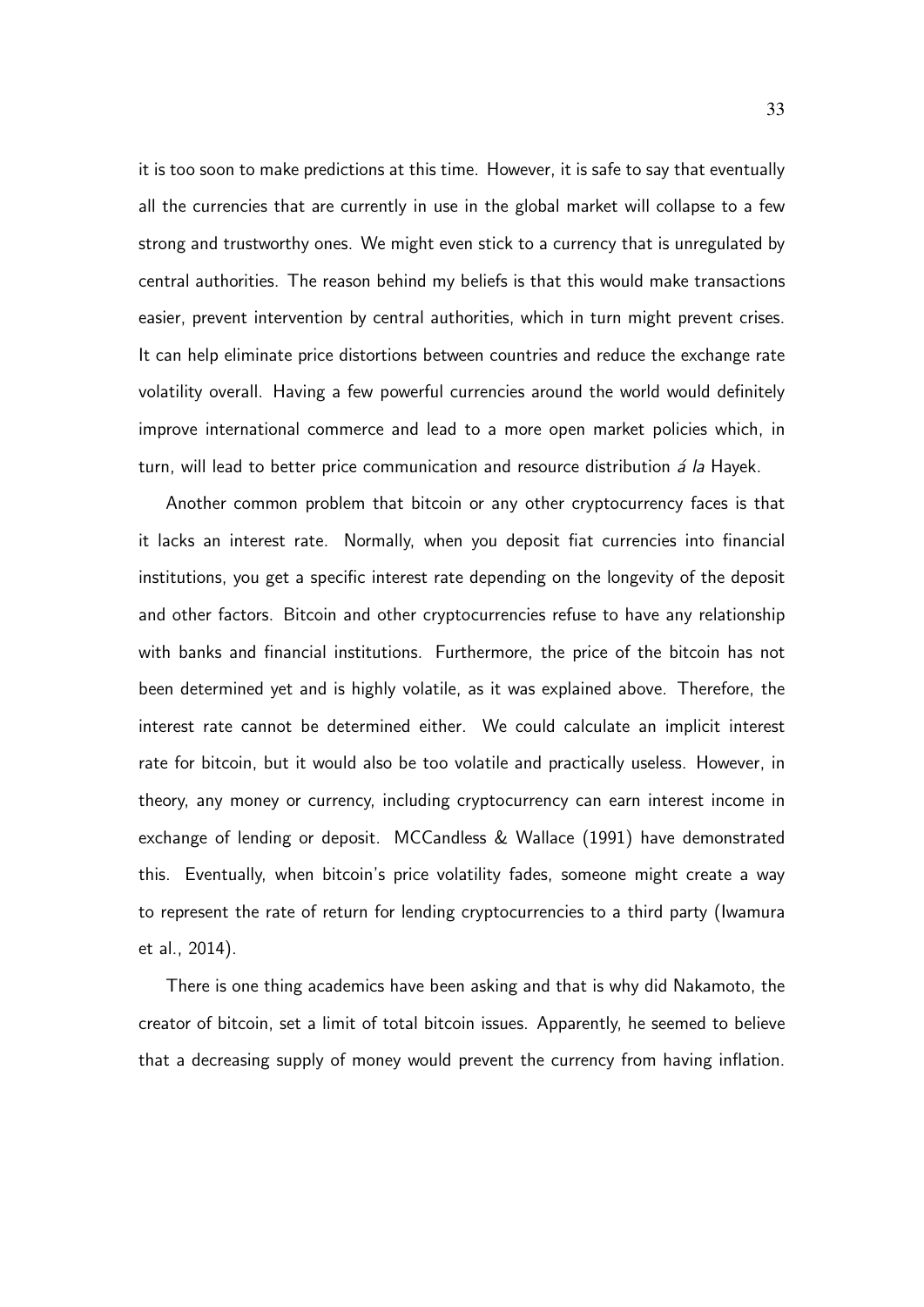it is too soon to make predictions at this time. However, it is safe to say that eventually all the currencies that are currently in use in the global market will collapse to a few strong and trustworthy ones. We might even stick to a currency that is unregulated by central authorities. The reason behind my beliefs is that this would make transactions easier, prevent intervention by central authorities, which in turn might prevent crises. It can help eliminate price distortions between countries and reduce the exchange rate volatility overall. Having a few powerful currencies around the world would definitely improve international commerce and lead to a more open market policies which, in turn, will lead to better price communication and resource distribution *á la* Hayek.

Another common problem that bitcoin or any other cryptocurrency faces is that it lacks an interest rate. Normally, when you deposit fiat currencies into financial institutions, you get a specific interest rate depending on the longevity of the deposit and other factors. Bitcoin and other cryptocurrencies refuse to have any relationship with banks and financial institutions. Furthermore, the price of the bitcoin has not been determined yet and is highly volatile, as it was explained above. Therefore, the interest rate cannot be determined either. We could calculate an implicit interest rate for bitcoin, but it would also be too volatile and practically useless. However, in theory, any money or currency, including cryptocurrency can earn interest income in exchange of lending or deposit. MCCandless & Wallace (1991) have demonstrated this. Eventually, when bitcoin's price volatility fades, someone might create a way to represent the rate of return for lending cryptocurrencies to a third party (Iwamura et al., 2014).

There is one thing academics have been asking and that is why did Nakamoto, the creator of bitcoin, set a limit of total bitcoin issues. Apparently, he seemed to believe that a decreasing supply of money would prevent the currency from having inflation.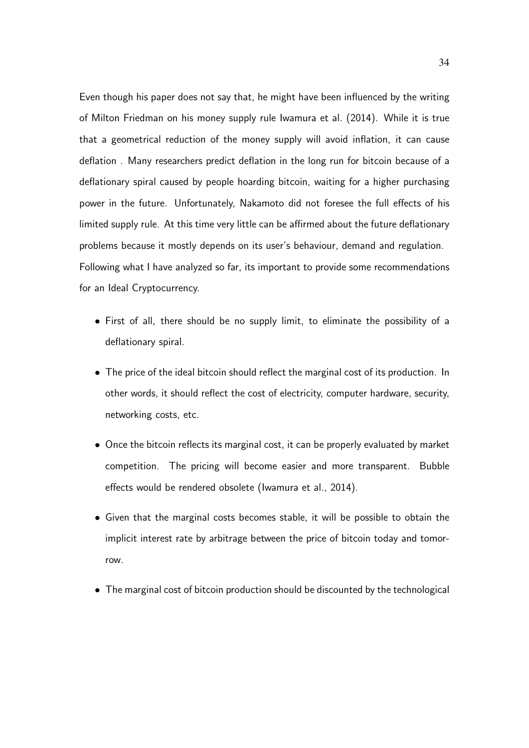Even though his paper does not say that, he might have been influenced by the writing of Milton Friedman on his money supply rule Iwamura et al. (2014). While it is true that a geometrical reduction of the money supply will avoid inflation, it can cause deflation . Many researchers predict deflation in the long run for bitcoin because of a deflationary spiral caused by people hoarding bitcoin, waiting for a higher purchasing power in the future. Unfortunately, Nakamoto did not foresee the full effects of his limited supply rule. At this time very little can be affirmed about the future deflationary problems because it mostly depends on its user's behaviour, demand and regulation.
Following what I have analyzed so far, its important to provide some recommendations for an Ideal Cryptocurrency.

- First of all, there should be no supply limit, to eliminate the possibility of a deflationary spiral.
- The price of the ideal bitcoin should reflect the marginal cost of its production. In other words, it should reflect the cost of electricity, computer hardware, security, networking costs, etc.
- Once the bitcoin reflects its marginal cost, it can be properly evaluated by market competition. The pricing will become easier and more transparent. Bubble effects would be rendered obsolete (Iwamura et al., 2014).
- Given that the marginal costs becomes stable, it will be possible to obtain the implicit interest rate by arbitrage between the price of bitcoin today and tomorrow.
- The marginal cost of bitcoin production should be discounted by the technological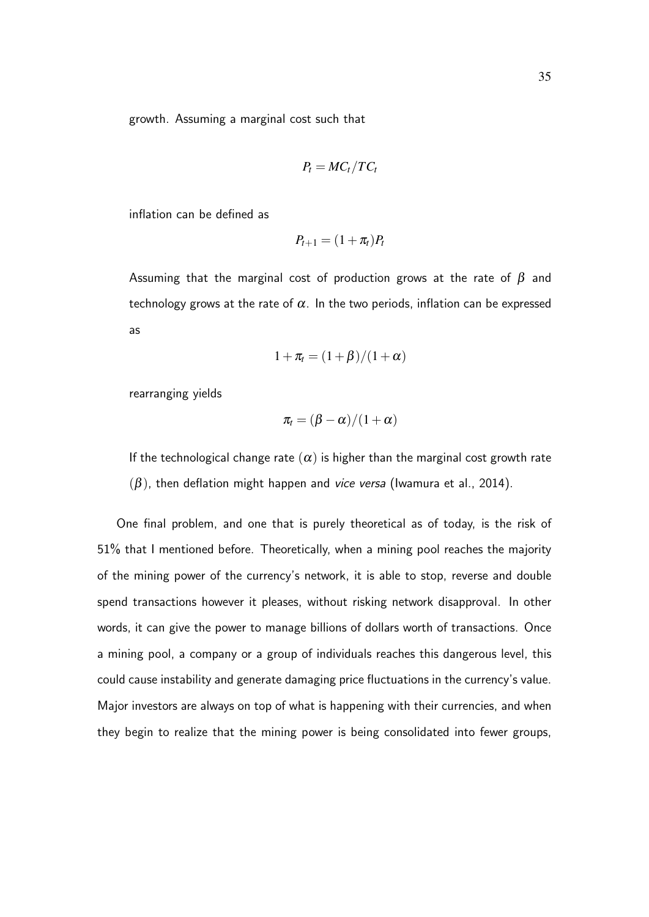growth. Assuming a marginal cost such that

$$P_t = MC_t/TC_t$$

inflation can be defined as

$$P_{t+1} = (1+\pi_t)P_t$$

Assuming that the marginal cost of production grows at the rate of $\beta$ and technology grows at the rate of $\alpha$. In the two periods, inflation can be expressed as

$$1+\pi_t = (1+\beta)/(1+\alpha)$$

rearranging yields

$$\pi_t = (\beta-\alpha)/(1+\alpha)$$

If the technological change rate ($\alpha$) is higher than the marginal cost growth rate ($\beta$), then deflation might happen and *vice versa* (Iwamura et al., 2014).

One final problem, and one that is purely theoretical as of today, is the risk of 51% that I mentioned before. Theoretically, when a mining pool reaches the majority of the mining power of the currency's network, it is able to stop, reverse and double spend transactions however it pleases, without risking network disapproval. In other words, it can give the power to manage billions of dollars worth of transactions. Once a mining pool, a company or a group of individuals reaches this dangerous level, this could cause instability and generate damaging price fluctuations in the currency's value. Major investors are always on top of what is happening with their currencies, and when they begin to realize that the mining power is being consolidated into fewer groups,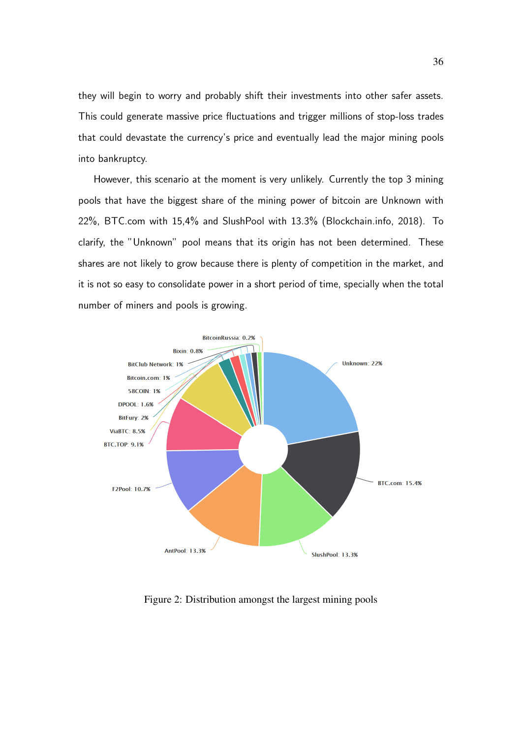they will begin to worry and probably shift their investments into other safer assets. This could generate massive price fluctuations and trigger millions of stop-loss trades that could devastate the currency's price and eventually lead the major mining pools into bankruptcy.

However, this scenario at the moment is very unlikely. Currently the top 3 mining pools that have the biggest share of the mining power of bitcoin are Unknown with 22%, BTC.com with 15,4% and SlushPool with 13.3% (Blockchain.info, 2018). To clarify, the "Unknown" pool means that its origin has not been determined. These shares are not likely to grow because there is plenty of competition in the market, and it is not so easy to consolidate power in a short period of time, specially when the total number of miners and pools is growing.

Figure 2: Distribution amongst the largest mining pools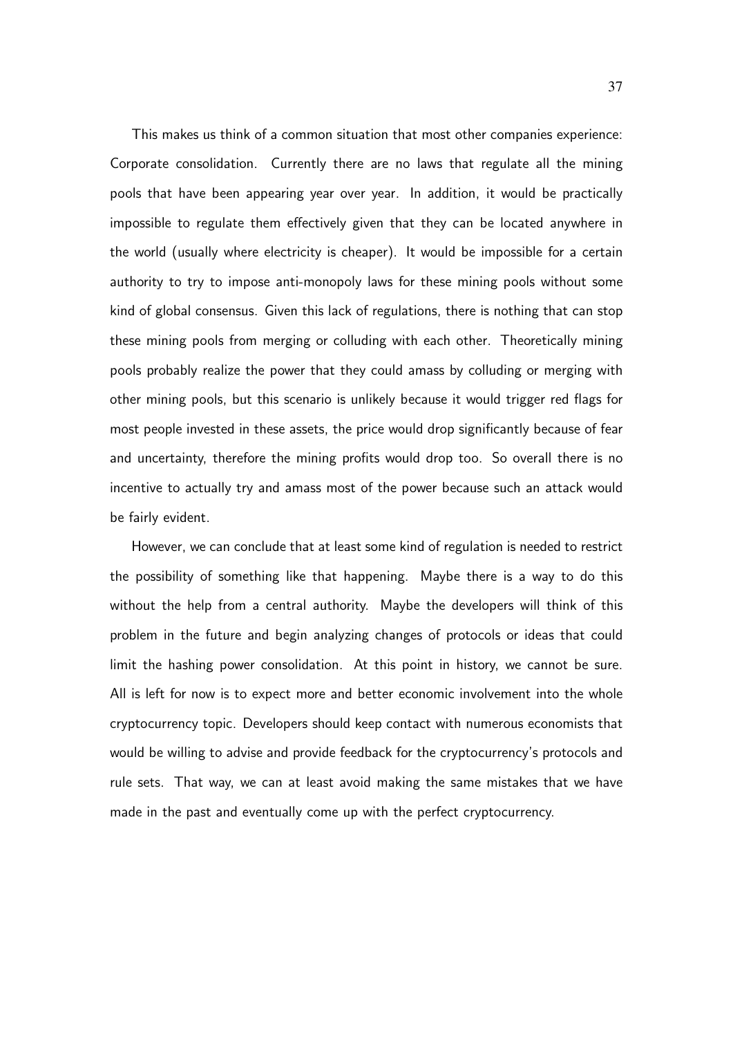This makes us think of a common situation that most other companies experience: Corporate consolidation. Currently there are no laws that regulate all the mining pools that have been appearing year over year. In addition, it would be practically impossible to regulate them effectively given that they can be located anywhere in the world (usually where electricity is cheaper). It would be impossible for a certain authority to try to impose anti-monopoly laws for these mining pools without some kind of global consensus. Given this lack of regulations, there is nothing that can stop these mining pools from merging or colluding with each other. Theoretically mining pools probably realize the power that they could amass by colluding or merging with other mining pools, but this scenario is unlikely because it would trigger red flags for most people invested in these assets, the price would drop significantly because of fear and uncertainty, therefore the mining profits would drop too. So overall there is no incentive to actually try and amass most of the power because such an attack would be fairly evident.

However, we can conclude that at least some kind of regulation is needed to restrict the possibility of something like that happening. Maybe there is a way to do this without the help from a central authority. Maybe the developers will think of this problem in the future and begin analyzing changes of protocols or ideas that could limit the hashing power consolidation. At this point in history, we cannot be sure. All is left for now is to expect more and better economic involvement into the whole cryptocurrency topic. Developers should keep contact with numerous economists that would be willing to advise and provide feedback for the cryptocurrency's protocols and rule sets. That way, we can at least avoid making the same mistakes that we have made in the past and eventually come up with the perfect cryptocurrency.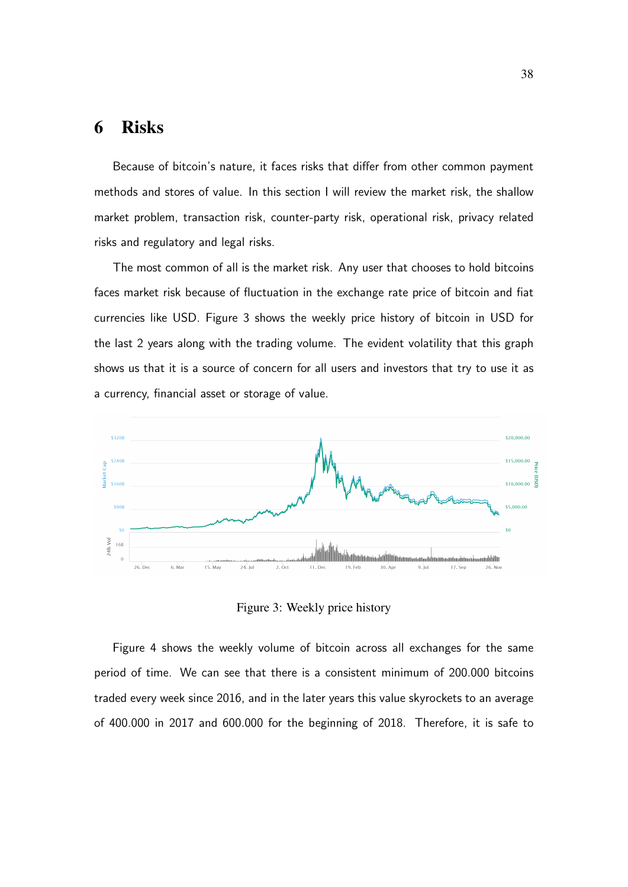# 6 Risks

Because of bitcoin's nature, it faces risks that differ from other common payment methods and stores of value. In this section I will review the market risk, the shallow market problem, transaction risk, counter-party risk, operational risk, privacy related risks and regulatory and legal risks.

The most common of all is the market risk. Any user that chooses to hold bitcoins faces market risk because of fluctuation in the exchange rate price of bitcoin and fiat currencies like USD. Figure 3 shows the weekly price history of bitcoin in USD for the last 2 years along with the trading volume. The evident volatility that this graph shows us that it is a source of concern for all users and investors that try to use it as a currency, financial asset or storage of value.

Figure 3: Weekly price history

Figure 4 shows the weekly volume of bitcoin across all exchanges for the same period of time. We can see that there is a consistent minimum of 200.000 bitcoins traded every week since 2016, and in the later years this value skyrockets to an average of 400.000 in 2017 and 600.000 for the beginning of 2018. Therefore, it is safe to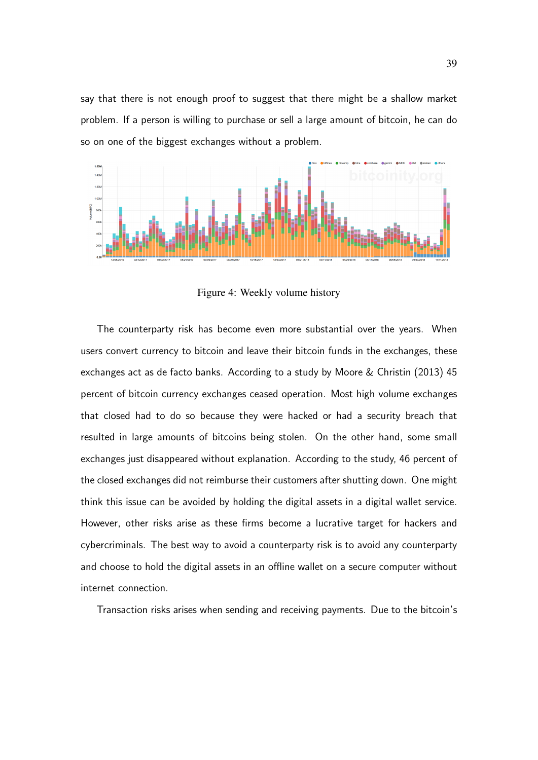say that there is not enough proof to suggest that there might be a shallow market problem. If a person is willing to purchase or sell a large amount of bitcoin, he can do so on one of the biggest exchanges without a problem.

Figure 4: Weekly volume history

The counterparty risk has become even more substantial over the years. When users convert currency to bitcoin and leave their bitcoin funds in the exchanges, these exchanges act as de facto banks. According to a study by Moore & Christin (2013) 45 percent of bitcoin currency exchanges ceased operation. Most high volume exchanges that closed had to do so because they were hacked or had a security breach that resulted in large amounts of bitcoins being stolen. On the other hand, some small exchanges just disappeared without explanation. According to the study, 46 percent of the closed exchanges did not reimburse their customers after shutting down. One might think this issue can be avoided by holding the digital assets in a digital wallet service. However, other risks arise as these firms become a lucrative target for hackers and cybercriminals. The best way to avoid a counterparty risk is to avoid any counterparty and choose to hold the digital assets in an offline wallet on a secure computer without internet connection.

Transaction risks arises when sending and receiving payments. Due to the bitcoin's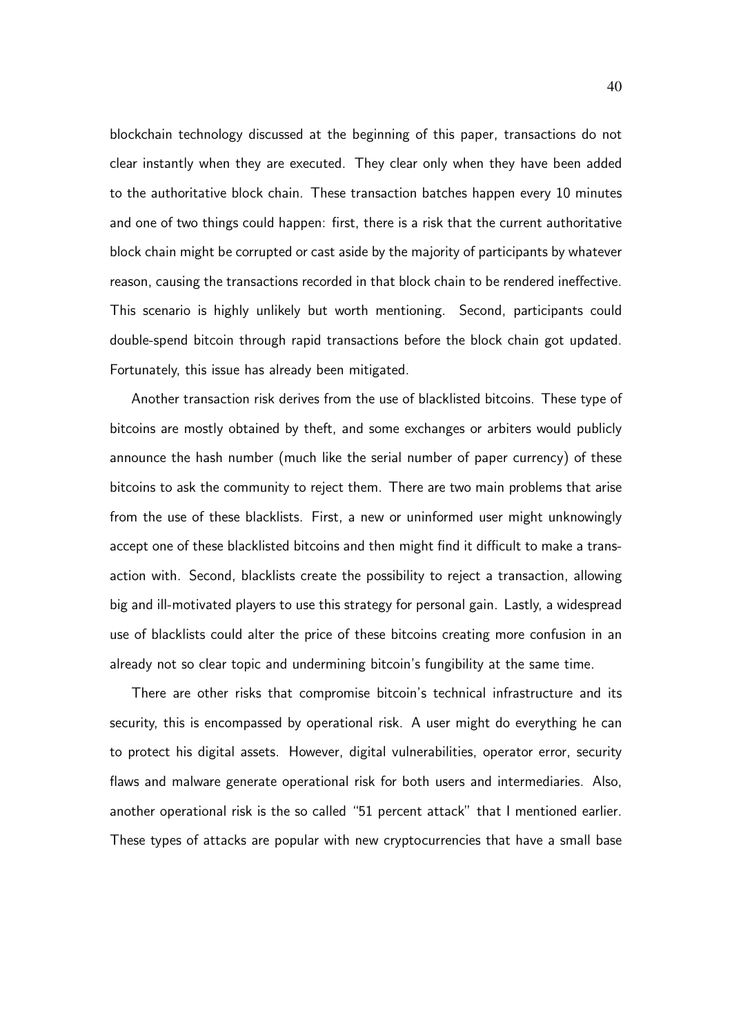blockchain technology discussed at the beginning of this paper, transactions do not clear instantly when they are executed. They clear only when they have been added to the authoritative block chain. These transaction batches happen every 10 minutes and one of two things could happen: first, there is a risk that the current authoritative block chain might be corrupted or cast aside by the majority of participants by whatever reason, causing the transactions recorded in that block chain to be rendered ineffective. This scenario is highly unlikely but worth mentioning. Second, participants could double-spend bitcoin through rapid transactions before the block chain got updated. Fortunately, this issue has already been mitigated.

Another transaction risk derives from the use of blacklisted bitcoins. These type of bitcoins are mostly obtained by theft, and some exchanges or arbiters would publicly announce the hash number (much like the serial number of paper currency) of these bitcoins to ask the community to reject them. There are two main problems that arise from the use of these blacklists. First, a new or uninformed user might unknowingly accept one of these blacklisted bitcoins and then might find it difficult to make a transaction with. Second, blacklists create the possibility to reject a transaction, allowing big and ill-motivated players to use this strategy for personal gain. Lastly, a widespread use of blacklists could alter the price of these bitcoins creating more confusion in an already not so clear topic and undermining bitcoin's fungibility at the same time.

There are other risks that compromise bitcoin's technical infrastructure and its security, this is encompassed by operational risk. A user might do everything he can to protect his digital assets. However, digital vulnerabilities, operator error, security flaws and malware generate operational risk for both users and intermediaries. Also, another operational risk is the so called "51 percent attack" that I mentioned earlier. These types of attacks are popular with new cryptocurrencies that have a small base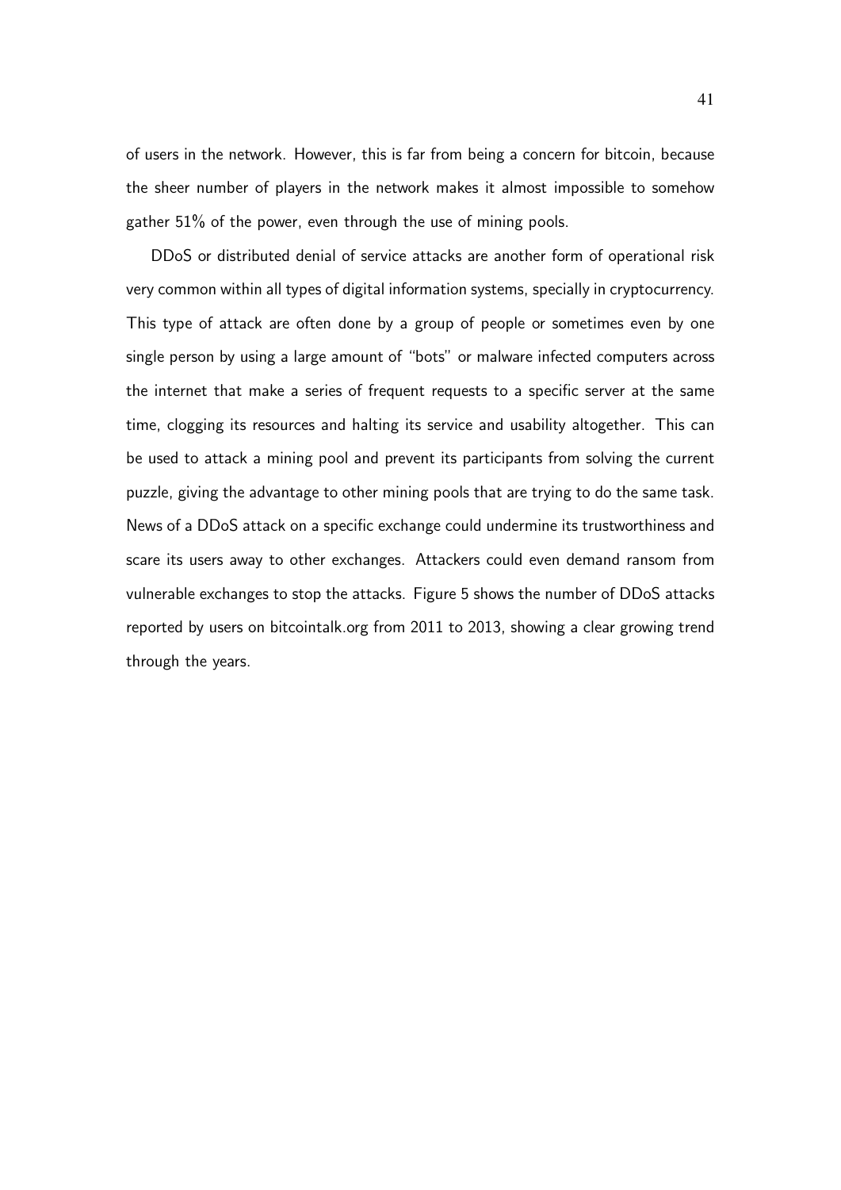of users in the network. However, this is far from being a concern for bitcoin, because the sheer number of players in the network makes it almost impossible to somehow gather 51% of the power, even through the use of mining pools.

DDoS or distributed denial of service attacks are another form of operational risk very common within all types of digital information systems, specially in cryptocurrency. This type of attack are often done by a group of people or sometimes even by one single person by using a large amount of "bots" or malware infected computers across the internet that make a series of frequent requests to a specific server at the same time, clogging its resources and halting its service and usability altogether. This can be used to attack a mining pool and prevent its participants from solving the current puzzle, giving the advantage to other mining pools that are trying to do the same task. News of a DDoS attack on a specific exchange could undermine its trustworthiness and scare its users away to other exchanges. Attackers could even demand ransom from vulnerable exchanges to stop the attacks. Figure 5 shows the number of DDoS attacks reported by users on bitcointalk.org from 2011 to 2013, showing a clear growing trend through the years.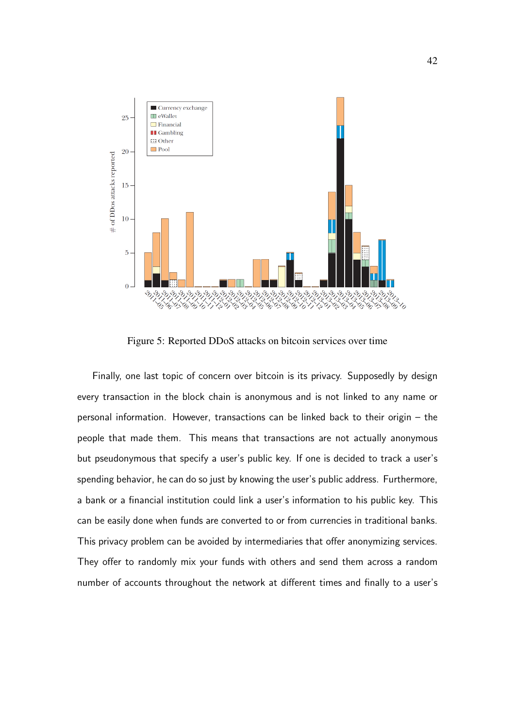Figure 5: Reported DDoS attacks on bitcoin services over time

Finally, one last topic of concern over bitcoin is its privacy. Supposedly by design every transaction in the block chain is anonymous and is not linked to any name or personal information. However, transactions can be linked back to their origin – the people that made them. This means that transactions are not actually anonymous but pseudonymous that specify a user's public key. If one is decided to track a user's spending behavior, he can do so just by knowing the user's public address. Furthermore, a bank or a financial institution could link a user's information to his public key. This can be easily done when funds are converted to or from currencies in traditional banks. This privacy problem can be avoided by intermediaries that offer anonymizing services. They offer to randomly mix your funds with others and send them across a random number of accounts throughout the network at different times and finally to a user's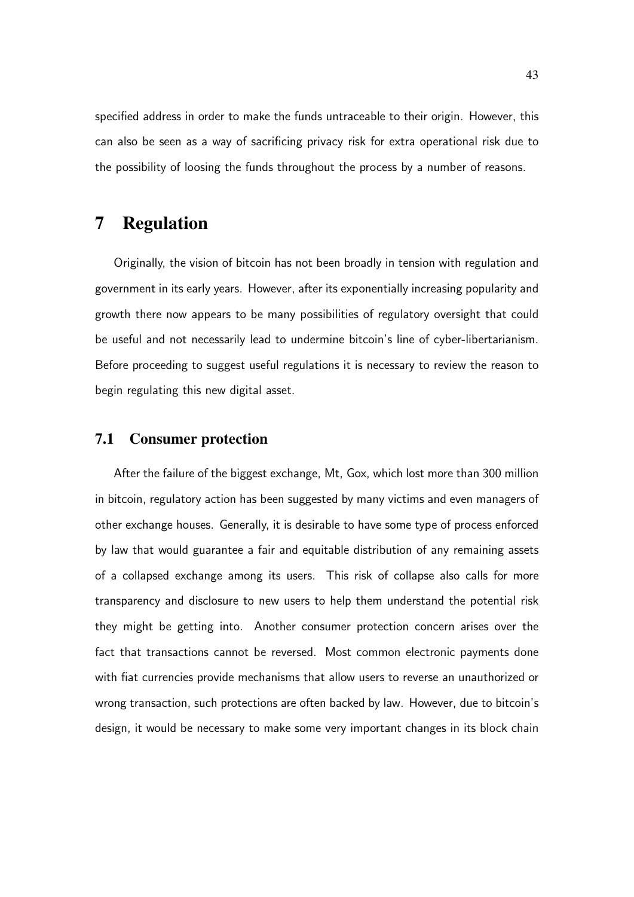specified address in order to make the funds untraceable to their origin. However, this can also be seen as a way of sacrificing privacy risk for extra operational risk due to the possibility of loosing the funds throughout the process by a number of reasons.

# 7 Regulation

Originally, the vision of bitcoin has not been broadly in tension with regulation and government in its early years. However, after its exponentially increasing popularity and growth there now appears to be many possibilities of regulatory oversight that could be useful and not necessarily lead to undermine bitcoin's line of cyber-libertarianism. Before proceeding to suggest useful regulations it is necessary to review the reason to begin regulating this new digital asset.

## 7.1 Consumer protection

After the failure of the biggest exchange, Mt, Gox, which lost more than 300 million in bitcoin, regulatory action has been suggested by many victims and even managers of other exchange houses. Generally, it is desirable to have some type of process enforced by law that would guarantee a fair and equitable distribution of any remaining assets of a collapsed exchange among its users. This risk of collapse also calls for more transparency and disclosure to new users to help them understand the potential risk they might be getting into. Another consumer protection concern arises over the fact that transactions cannot be reversed. Most common electronic payments done with fiat currencies provide mechanisms that allow users to reverse an unauthorized or wrong transaction, such protections are often backed by law. However, due to bitcoin's design, it would be necessary to make some very important changes in its block chain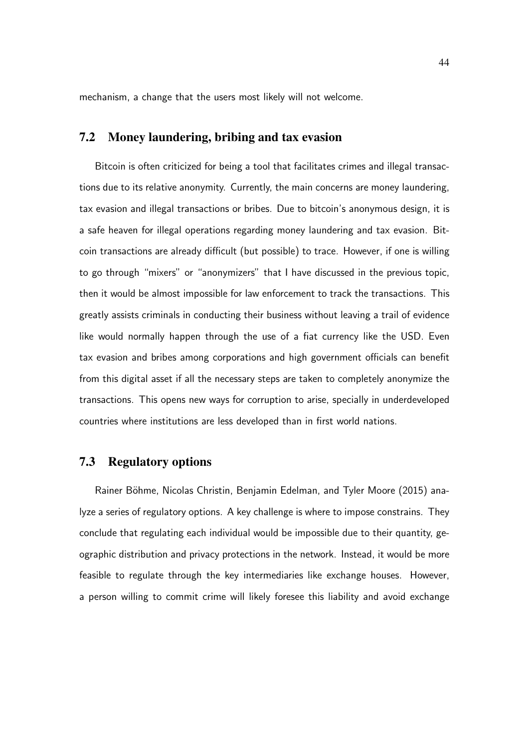mechanism, a change that the users most likely will not welcome.

## 7.2 Money laundering, bribing and tax evasion

Bitcoin is often criticized for being a tool that facilitates crimes and illegal transactions due to its relative anonymity. Currently, the main concerns are money laundering, tax evasion and illegal transactions or bribes. Due to bitcoin's anonymous design, it is a safe heaven for illegal operations regarding money laundering and tax evasion. Bitcoin transactions are already difficult (but possible) to trace. However, if one is willing to go through "mixers" or "anonymizers" that I have discussed in the previous topic, then it would be almost impossible for law enforcement to track the transactions. This greatly assists criminals in conducting their business without leaving a trail of evidence like would normally happen through the use of a fiat currency like the USD. Even tax evasion and bribes among corporations and high government officials can benefit from this digital asset if all the necessary steps are taken to completely anonymize the transactions. This opens new ways for corruption to arise, specially in underdeveloped countries where institutions are less developed than in first world nations.

## 7.3 Regulatory options

Rainer Böhme, Nicolas Christin, Benjamin Edelman, and Tyler Moore (2015) analyze a series of regulatory options. A key challenge is where to impose constrains. They conclude that regulating each individual would be impossible due to their quantity, geographic distribution and privacy protections in the network. Instead, it would be more feasible to regulate through the key intermediaries like exchange houses. However, a person willing to commit crime will likely foresee this liability and avoid exchange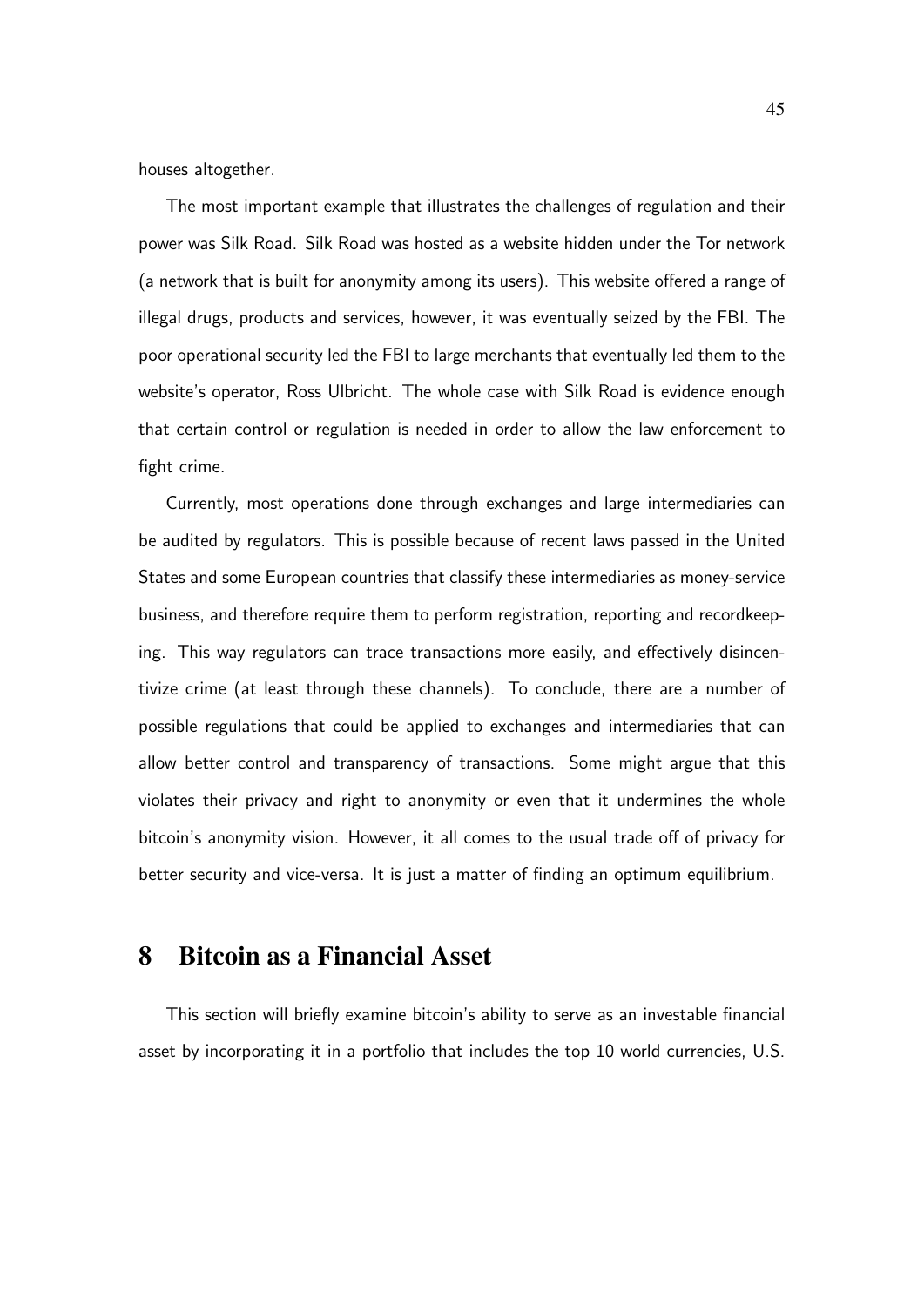houses altogether.

The most important example that illustrates the challenges of regulation and their power was Silk Road. Silk Road was hosted as a website hidden under the Tor network (a network that is built for anonymity among its users). This website offered a range of illegal drugs, products and services, however, it was eventually seized by the FBI. The poor operational security led the FBI to large merchants that eventually led them to the website's operator, Ross Ulbricht. The whole case with Silk Road is evidence enough that certain control or regulation is needed in order to allow the law enforcement to fight crime.

Currently, most operations done through exchanges and large intermediaries can be audited by regulators. This is possible because of recent laws passed in the United States and some European countries that classify these intermediaries as money-service business, and therefore require them to perform registration, reporting and recordkeeping. This way regulators can trace transactions more easily, and effectively disincentivize crime (at least through these channels). To conclude, there are a number of possible regulations that could be applied to exchanges and intermediaries that can allow better control and transparency of transactions. Some might argue that this violates their privacy and right to anonymity or even that it undermines the whole bitcoin's anonymity vision. However, it all comes to the usual trade off of privacy for better security and vice-versa. It is just a matter of finding an optimum equilibrium.

# 8 Bitcoin as a Financial Asset

This section will briefly examine bitcoin's ability to serve as an investable financial asset by incorporating it in a portfolio that includes the top 10 world currencies, U.S.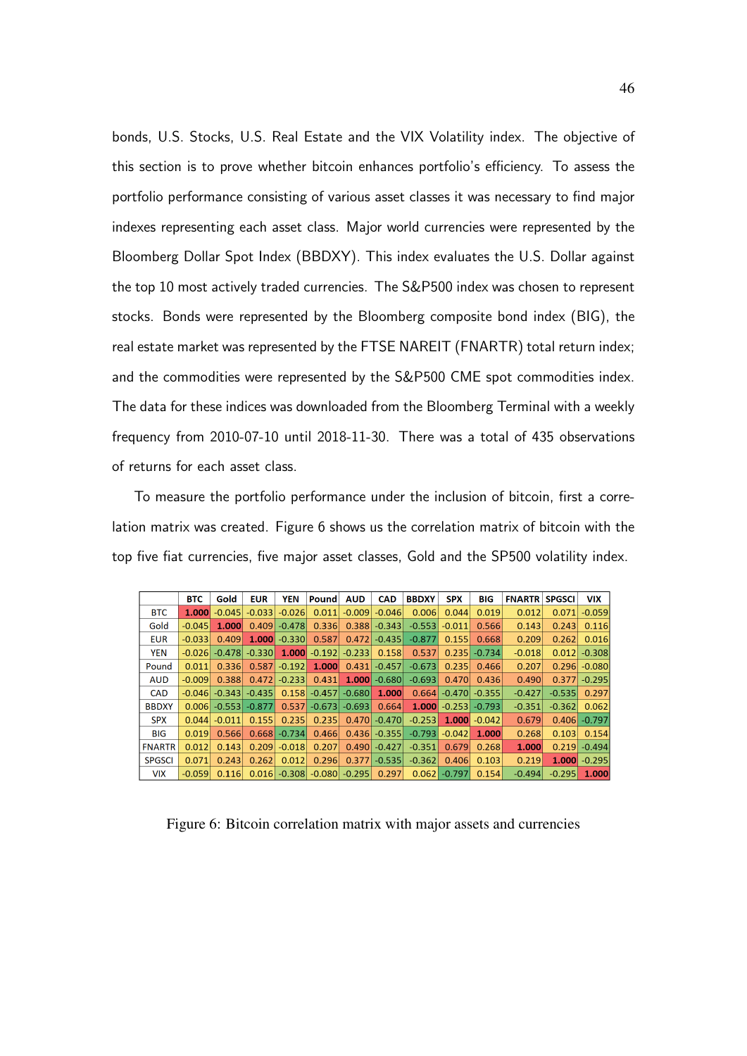bonds, U.S. Stocks, U.S. Real Estate and the VIX Volatility index. The objective of this section is to prove whether bitcoin enhances portfolio's efficiency. To assess the portfolio performance consisting of various asset classes it was necessary to find major indexes representing each asset class. Major world currencies were represented by the Bloomberg Dollar Spot Index (BBDXY). This index evaluates the U.S. Dollar against the top 10 most actively traded currencies. The S&P500 index was chosen to represent stocks. Bonds were represented by the Bloomberg composite bond index (BIG), the real estate market was represented by the FTSE NAREIT (FNARTR) total return index; and the commodities were represented by the S&P500 CME spot commodities index. The data for these indices was downloaded from the Bloomberg Terminal with a weekly frequency from 2010-07-10 until 2018-11-30. There was a total of 435 observations of returns for each asset class.

To measure the portfolio performance under the inclusion of bitcoin, first a correlation matrix was created. Figure 6 shows us the correlation matrix of bitcoin with the top five fiat currencies, five major asset classes, Gold and the SP500 volatility index.

| | BTC | Gold | EUR | YEN | Pound | AUD | CAD | BBDXY | SPX | BIG | FNARTR | SPGSCI | VIX |
|---|---|---|---|---|---|---|---|---|---|---|---|---|---|
| BTC | 1.000 | -0.045 | -0.033 | -0.026 | 0.011 | -0.009 | -0.046 | 0.006 | 0.044 | 0.019 | 0.012 | 0.071 | -0.059 |
| Gold | -0.045 | 1.000 | 0.409 | -0.478 | 0.336 | 0.388 | -0.343 | -0.553 | -0.011 | 0.566 | 0.143 | 0.243 | 0.116 |
| EUR | -0.033 | 0.409 | 1.000 | -0.330 | 0.587 | 0.472 | -0.435 | -0.877 | 0.155 | 0.668 | 0.209 | 0.262 | 0.016 |
| YEN | -0.026 | -0.478 | -0.330 | 1.000 | -0.192 | -0.233 | 0.158 | 0.537 | 0.235 | -0.734 | -0.018 | 0.012 | -0.308 |
| Pound | 0.011 | 0.336 | 0.587 | -0.192 | 1.000 | 0.431 | -0.457 | -0.673 | 0.235 | 0.466 | 0.207 | 0.296 | -0.080 |
| AUD | -0.009 | 0.388 | 0.472 | -0.233 | 0.431 | 1.000 | -0.680 | -0.693 | 0.470 | 0.436 | 0.490 | 0.377 | -0.295 |
| CAD | -0.046 | -0.343 | -0.435 | 0.158 | -0.457 | -0.680 | 1.000 | 0.664 | -0.470 | -0.355 | -0.427 | -0.535 | 0.297 |
| BBDXY | 0.006 | -0.553 | -0.877 | 0.537 | -0.673 | -0.693 | 0.664 | 1.000 | -0.253 | -0.793 | -0.351 | -0.362 | 0.062 |
| SPX | 0.044 | -0.011 | 0.155 | 0.235 | 0.235 | 0.470 | -0.470 | -0.253 | 1.000 | -0.042 | 0.679 | 0.406 | -0.797 |
| BIG | 0.019 | 0.566 | 0.668 | -0.734 | 0.466 | 0.436 | -0.355 | -0.793 | -0.042 | 1.000 | 0.268 | 0.103 | 0.154 |
| FNARTR | 0.012 | 0.143 | 0.209 | -0.018 | 0.207 | 0.490 | -0.427 | -0.351 | 0.679 | 0.268 | 1.000 | 0.219 | -0.494 |
| SPGSCI | 0.071 | 0.243 | 0.262 | 0.012 | 0.296 | 0.377 | -0.535 | -0.362 | 0.406 | 0.103 | 0.219 | 1.000 | -0.295 |
| VIX | -0.059 | 0.116 | 0.016 | -0.308 | -0.080 | -0.295 | 0.297 | 0.062 | -0.797 | 0.154 | -0.494 | -0.295 | 1.000 |

Figure 6: Bitcoin correlation matrix with major assets and currencies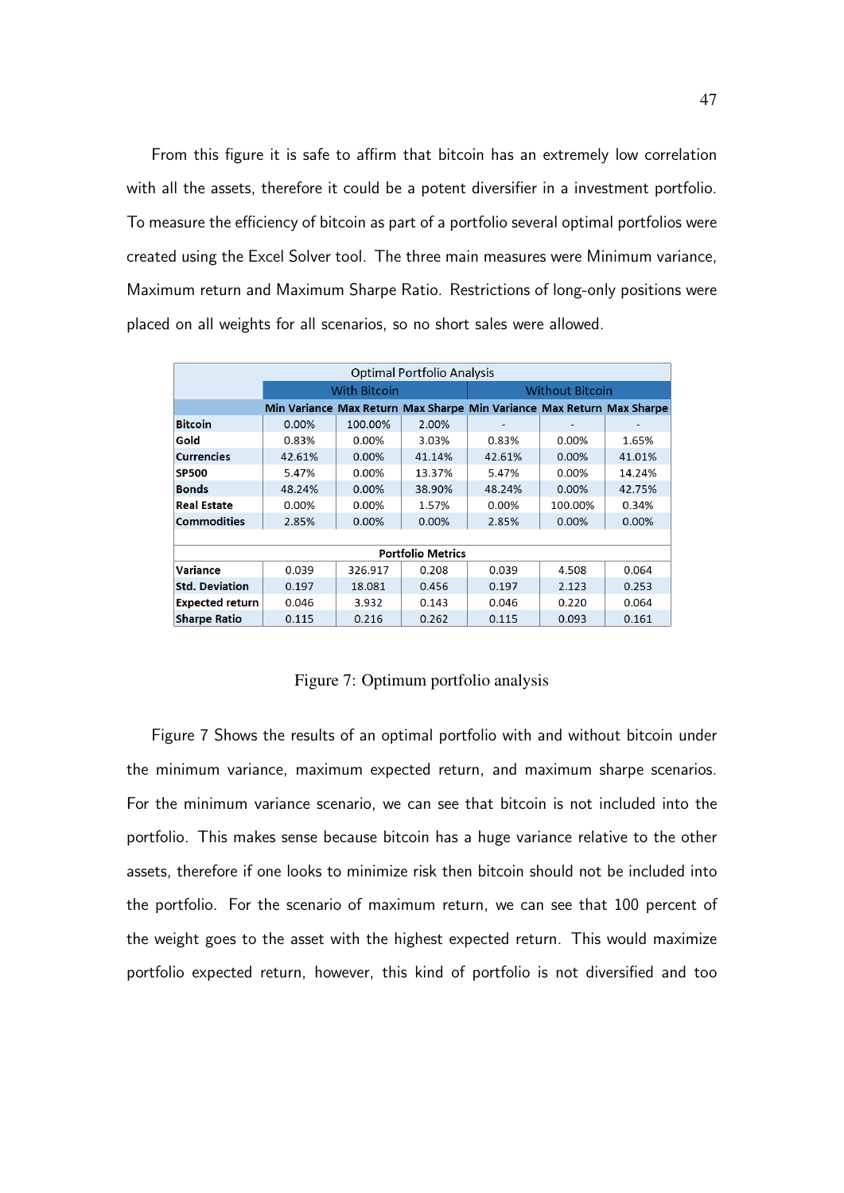From this figure it is safe to affirm that bitcoin has an extremely low correlation with all the assets, therefore it could be a potent diversifier in a investment portfolio. To measure the efficiency of bitcoin as part of a portfolio several optimal portfolios were created using the Excel Solver tool. The three main measures were Minimum variance, Maximum return and Maximum Sharpe Ratio. Restrictions of long-only positions were placed on all weights for all scenarios, so no short sales were allowed.

| Optimal Portfolio Analysis | | | | | | |
|---|---|---|---|---|---|---|
| | With Bitcoin | | | Without Bitcoin | | |
| | **Min Variance** | **Max Return** | **Max Sharpe** | **Min Variance** | **Max Return** | **Max Sharpe** |
| **Bitcoin** | 0.00% | 100.00% | 2.00% | - | - | - |
| **Gold** | 0.83% | 0.00% | 3.03% | 0.83% | 0.00% | 1.65% |
| **Currencies** | 42.61% | 0.00% | 41.14% | 42.61% | 0.00% | 41.01% |
| **SP500** | 5.47% | 0.00% | 13.37% | 5.47% | 0.00% | 14.24% |
| **Bonds** | 48.24% | 0.00% | 38.90% | 48.24% | 0.00% | 42.75% |
| **Real Estate** | 0.00% | 0.00% | 1.57% | 0.00% | 100.00% | 0.34% |
| **Commodities** | 2.85% | 0.00% | 0.00% | 2.85% | 0.00% | 0.00% |
| **Portfolio Metrics** | | | | | | |
| **Variance** | 0.039 | 326.917 | 0.208 | 0.039 | 4.508 | 0.064 |
| **Std. Deviation** | 0.197 | 18.081 | 0.456 | 0.197 | 2.123 | 0.253 |
| **Expected return** | 0.046 | 3.932 | 0.143 | 0.046 | 0.220 | 0.064 |
| **Sharpe Ratio** | 0.115 | 0.216 | 0.262 | 0.115 | 0.093 | 0.161 |

Figure 7: Optimum portfolio analysis

Figure 7 Shows the results of an optimal portfolio with and without bitcoin under the minimum variance, maximum expected return, and maximum sharpe scenarios. For the minimum variance scenario, we can see that bitcoin is not included into the portfolio. This makes sense because bitcoin has a huge variance relative to the other assets, therefore if one looks to minimize risk then bitcoin should not be included into the portfolio. For the scenario of maximum return, we can see that 100 percent of the weight goes to the asset with the highest expected return. This would maximize portfolio expected return, however, this kind of portfolio is not diversified and too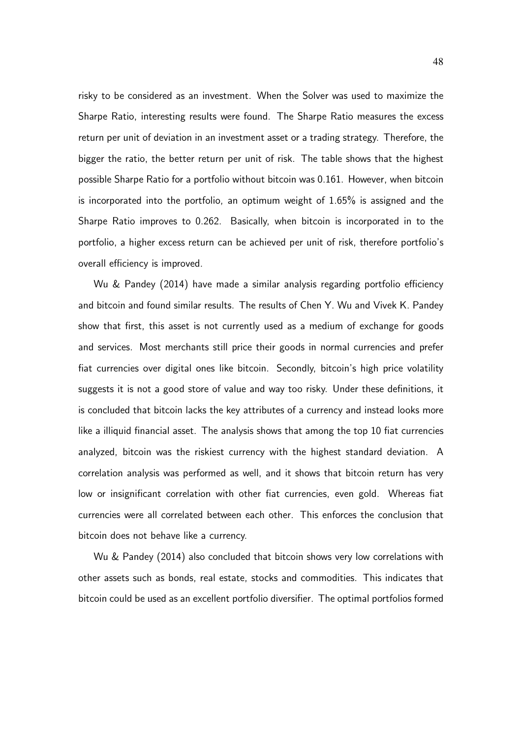risky to be considered as an investment. When the Solver was used to maximize the Sharpe Ratio, interesting results were found. The Sharpe Ratio measures the excess return per unit of deviation in an investment asset or a trading strategy. Therefore, the bigger the ratio, the better return per unit of risk. The table shows that the highest possible Sharpe Ratio for a portfolio without bitcoin was 0.161. However, when bitcoin is incorporated into the portfolio, an optimum weight of 1.65% is assigned and the Sharpe Ratio improves to 0.262. Basically, when bitcoin is incorporated in to the portfolio, a higher excess return can be achieved per unit of risk, therefore portfolio's overall efficiency is improved.

Wu & Pandey (2014) have made a similar analysis regarding portfolio efficiency and bitcoin and found similar results. The results of Chen Y. Wu and Vivek K. Pandey show that first, this asset is not currently used as a medium of exchange for goods and services. Most merchants still price their goods in normal currencies and prefer fiat currencies over digital ones like bitcoin. Secondly, bitcoin's high price volatility suggests it is not a good store of value and way too risky. Under these definitions, it is concluded that bitcoin lacks the key attributes of a currency and instead looks more like a illiquid financial asset. The analysis shows that among the top 10 fiat currencies analyzed, bitcoin was the riskiest currency with the highest standard deviation. A correlation analysis was performed as well, and it shows that bitcoin return has very low or insignificant correlation with other fiat currencies, even gold. Whereas fiat currencies were all correlated between each other. This enforces the conclusion that bitcoin does not behave like a currency.

Wu & Pandey (2014) also concluded that bitcoin shows very low correlations with other assets such as bonds, real estate, stocks and commodities. This indicates that bitcoin could be used as an excellent portfolio diversifier. The optimal portfolios formed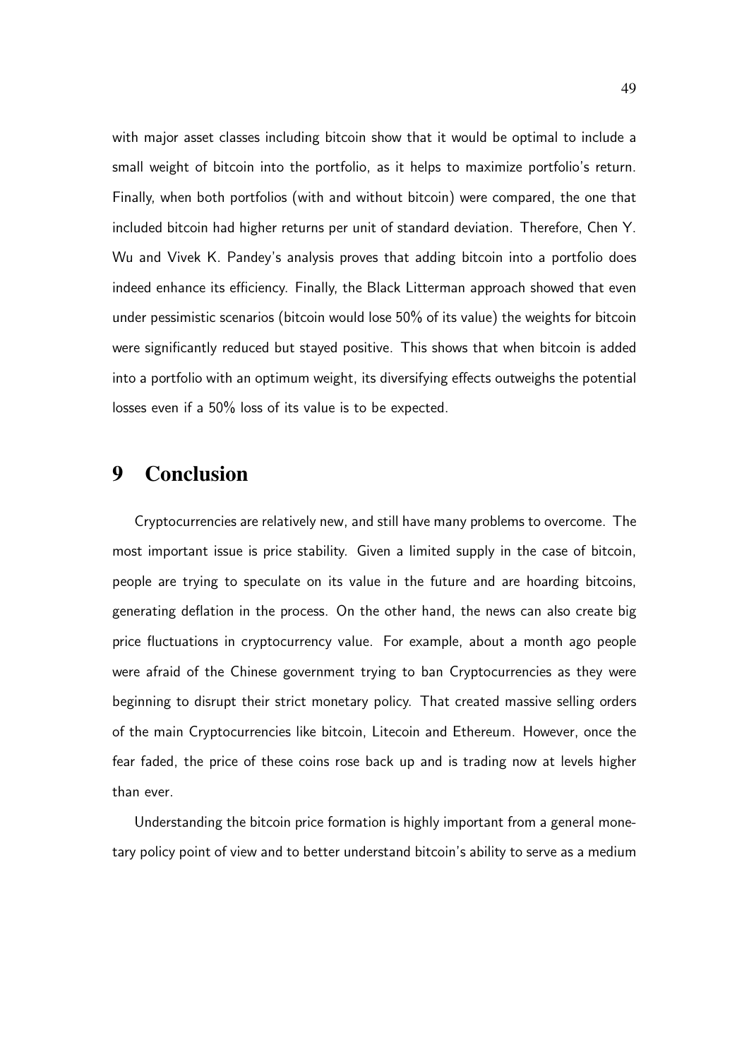with major asset classes including bitcoin show that it would be optimal to include a small weight of bitcoin into the portfolio, as it helps to maximize portfolio's return. Finally, when both portfolios (with and without bitcoin) were compared, the one that included bitcoin had higher returns per unit of standard deviation. Therefore, Chen Y. Wu and Vivek K. Pandey's analysis proves that adding bitcoin into a portfolio does indeed enhance its efficiency. Finally, the Black Litterman approach showed that even under pessimistic scenarios (bitcoin would lose 50% of its value) the weights for bitcoin were significantly reduced but stayed positive. This shows that when bitcoin is added into a portfolio with an optimum weight, its diversifying effects outweighs the potential losses even if a 50% loss of its value is to be expected.

# 9 Conclusion

Cryptocurrencies are relatively new, and still have many problems to overcome. The most important issue is price stability. Given a limited supply in the case of bitcoin, people are trying to speculate on its value in the future and are hoarding bitcoins, generating deflation in the process. On the other hand, the news can also create big price fluctuations in cryptocurrency value. For example, about a month ago people were afraid of the Chinese government trying to ban Cryptocurrencies as they were beginning to disrupt their strict monetary policy. That created massive selling orders of the main Cryptocurrencies like bitcoin, Litecoin and Ethereum. However, once the fear faded, the price of these coins rose back up and is trading now at levels higher than ever.

Understanding the bitcoin price formation is highly important from a general monetary policy point of view and to better understand bitcoin's ability to serve as a medium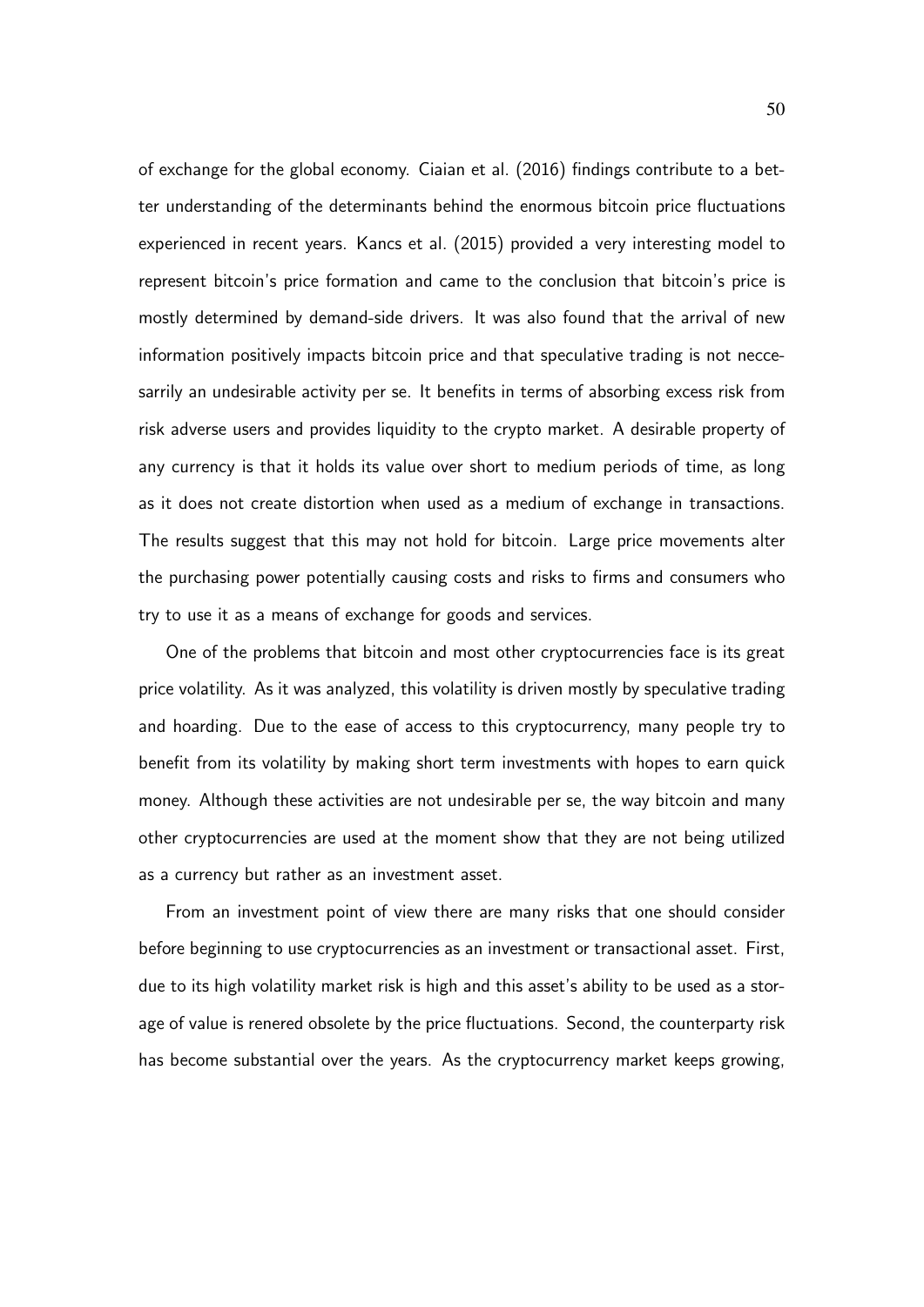of exchange for the global economy. Ciaian et al. (2016) findings contribute to a better understanding of the determinants behind the enormous bitcoin price fluctuations experienced in recent years. Kancs et al. (2015) provided a very interesting model to represent bitcoin's price formation and came to the conclusion that bitcoin's price is mostly determined by demand-side drivers. It was also found that the arrival of new information positively impacts bitcoin price and that speculative trading is not neccesarrily an undesirable activity per se. It benefits in terms of absorbing excess risk from risk adverse users and provides liquidity to the crypto market. A desirable property of any currency is that it holds its value over short to medium periods of time, as long as it does not create distortion when used as a medium of exchange in transactions. The results suggest that this may not hold for bitcoin. Large price movements alter the purchasing power potentially causing costs and risks to firms and consumers who try to use it as a means of exchange for goods and services.

One of the problems that bitcoin and most other cryptocurrencies face is its great price volatility. As it was analyzed, this volatility is driven mostly by speculative trading and hoarding. Due to the ease of access to this cryptocurrency, many people try to benefit from its volatility by making short term investments with hopes to earn quick money. Although these activities are not undesirable per se, the way bitcoin and many other cryptocurrencies are used at the moment show that they are not being utilized as a currency but rather as an investment asset.

From an investment point of view there are many risks that one should consider before beginning to use cryptocurrencies as an investment or transactional asset. First, due to its high volatility market risk is high and this asset's ability to be used as a storage of value is renered obsolete by the price fluctuations. Second, the counterparty risk has become substantial over the years. As the cryptocurrency market keeps growing,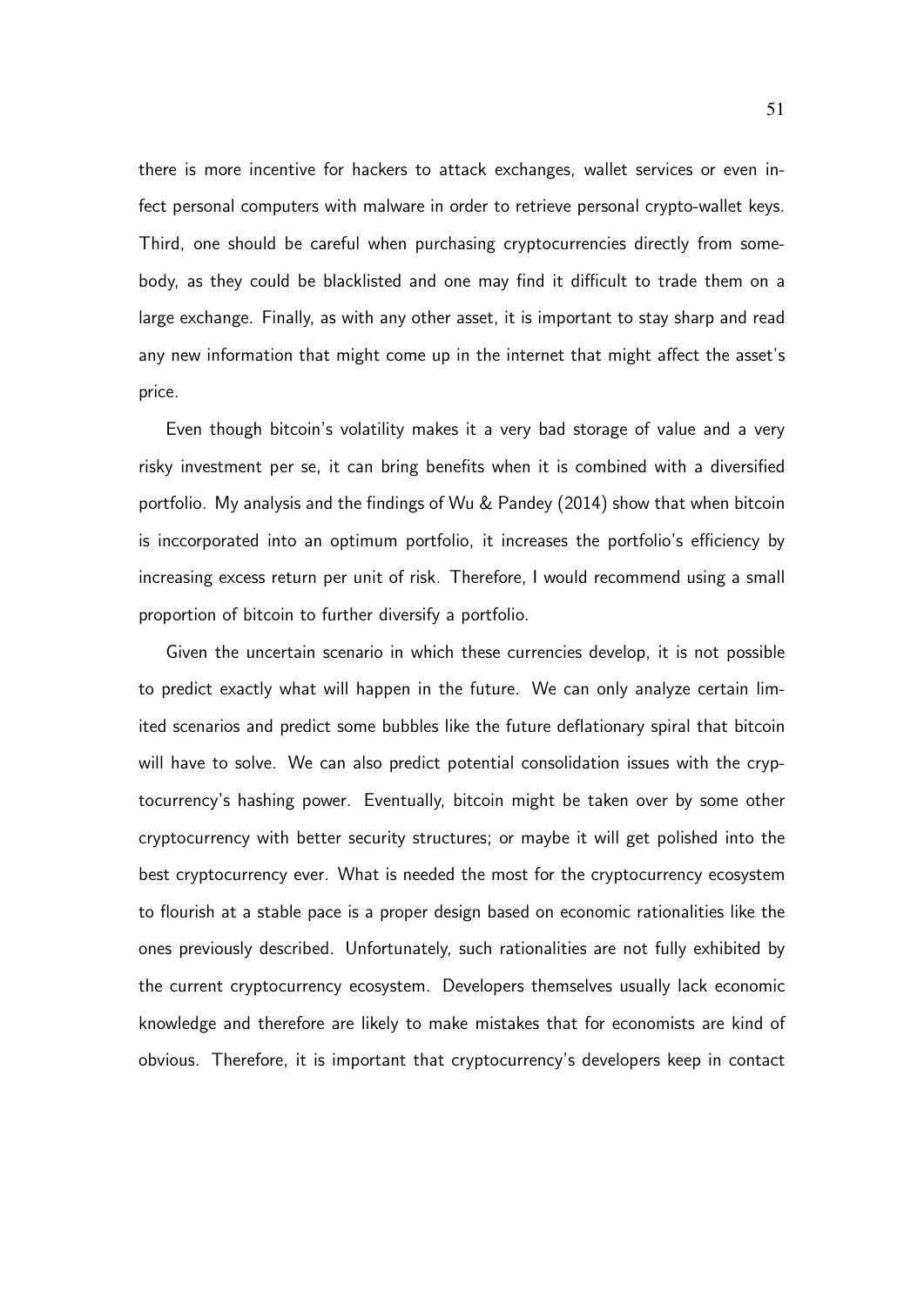there is more incentive for hackers to attack exchanges, wallet services or even infect personal computers with malware in order to retrieve personal crypto-wallet keys. Third, one should be careful when purchasing cryptocurrencies directly from somebody, as they could be blacklisted and one may find it difficult to trade them on a large exchange. Finally, as with any other asset, it is important to stay sharp and read any new information that might come up in the internet that might affect the asset's price.

Even though bitcoin's volatility makes it a very bad storage of value and a very risky investment per se, it can bring benefits when it is combined with a diversified portfolio. My analysis and the findings of Wu & Pandey (2014) show that when bitcoin is inccorporated into an optimum portfolio, it increases the portfolio's efficiency by increasing excess return per unit of risk. Therefore, I would recommend using a small proportion of bitcoin to further diversify a portfolio.

Given the uncertain scenario in which these currencies develop, it is not possible to predict exactly what will happen in the future. We can only analyze certain limited scenarios and predict some bubbles like the future deflationary spiral that bitcoin will have to solve. We can also predict potential consolidation issues with the cryptocurrency's hashing power. Eventually, bitcoin might be taken over by some other cryptocurrency with better security structures; or maybe it will get polished into the best cryptocurrency ever. What is needed the most for the cryptocurrency ecosystem to flourish at a stable pace is a proper design based on economic rationalities like the ones previously described. Unfortunately, such rationalities are not fully exhibited by the current cryptocurrency ecosystem. Developers themselves usually lack economic knowledge and therefore are likely to make mistakes that for economists are kind of obvious. Therefore, it is important that cryptocurrency's developers keep in contact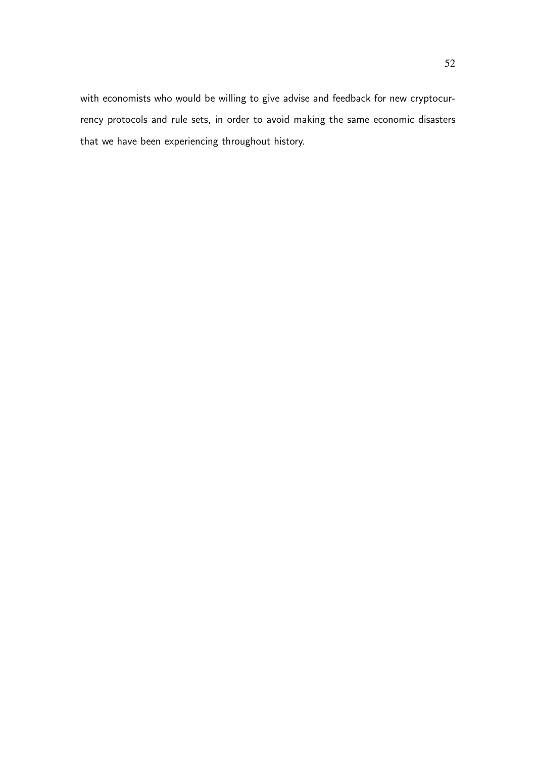with economists who would be willing to give advise and feedback for new cryptocurrency protocols and rule sets, in order to avoid making the same economic disasters that we have been experiencing throughout history.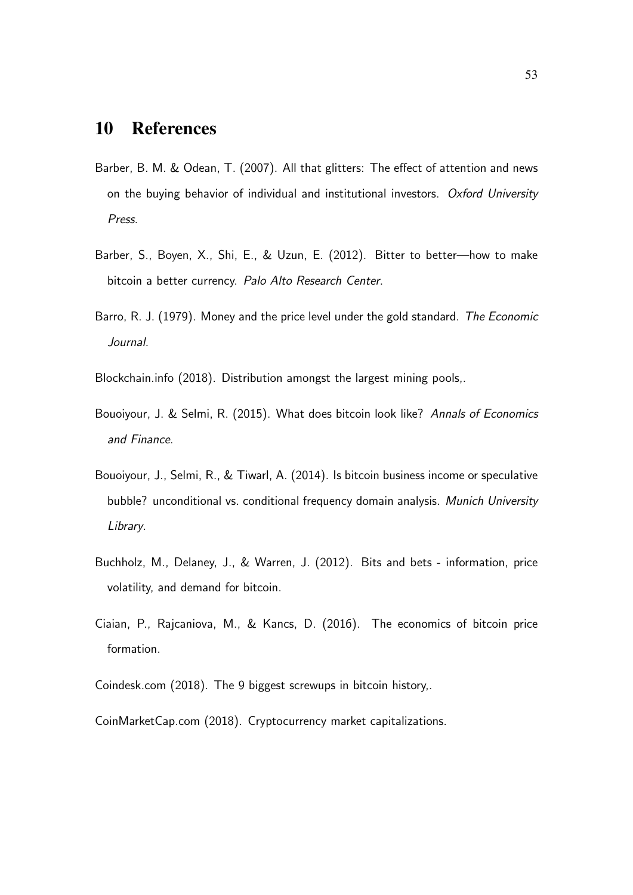# 10 References

Barber, B. M. & Odean, T. (2007). All that glitters: The effect of attention and news on the buying behavior of individual and institutional investors. *Oxford University Press*.

Barber, S., Boyen, X., Shi, E., & Uzun, E. (2012). Bitter to better—how to make bitcoin a better currency. *Palo Alto Research Center*.

Barro, R. J. (1979). Money and the price level under the gold standard. *The Economic Journal*.

Blockchain.info (2018). Distribution amongst the largest mining pools,.

Bouoiyour, J. & Selmi, R. (2015). What does bitcoin look like? *Annals of Economics and Finance*.

Bouoiyour, J., Selmi, R., & Tiwarl, A. (2014). Is bitcoin business income or speculative bubble? unconditional vs. conditional frequency domain analysis. *Munich University Library*.

Buchholz, M., Delaney, J., & Warren, J. (2012). Bits and bets - information, price volatility, and demand for bitcoin.

Ciaian, P., Rajcaniova, M., & Kancs, D. (2016). The economics of bitcoin price formation.

Coindesk.com (2018). The 9 biggest screwups in bitcoin history,.

CoinMarketCap.com (2018). Cryptocurrency market capitalizations.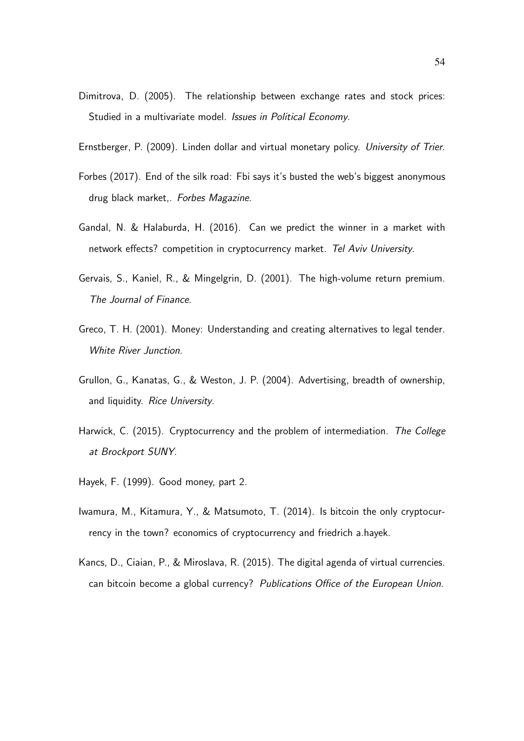Dimitrova, D. (2005). The relationship between exchange rates and stock prices: Studied in a multivariate model. *Issues in Political Economy*.

Ernstberger, P. (2009). Linden dollar and virtual monetary policy. *University of Trier*.

Forbes (2017). End of the silk road: Fbi says it's busted the web's biggest anonymous drug black market,. *Forbes Magazine*.

Gandal, N. & Halaburda, H. (2016). Can we predict the winner in a market with network effects? competition in cryptocurrency market. *Tel Aviv University*.

Gervais, S., Kaniel, R., & Mingelgrin, D. (2001). The high-volume return premium. *The Journal of Finance*.

Greco, T. H. (2001). Money: Understanding and creating alternatives to legal tender. *White River Junction*.

Grullon, G., Kanatas, G., & Weston, J. P. (2004). Advertising, breadth of ownership, and liquidity. *Rice University*.

Harwick, C. (2015). Cryptocurrency and the problem of intermediation. *The College at Brockport SUNY*.

Hayek, F. (1999). Good money, part 2.

Iwamura, M., Kitamura, Y., & Matsumoto, T. (2014). Is bitcoin the only cryptocurrency in the town? economics of cryptocurrency and friedrich a.hayek.

Kancs, D., Ciaian, P., & Miroslava, R. (2015). The digital agenda of virtual currencies. can bitcoin become a global currency? *Publications Office of the European Union*.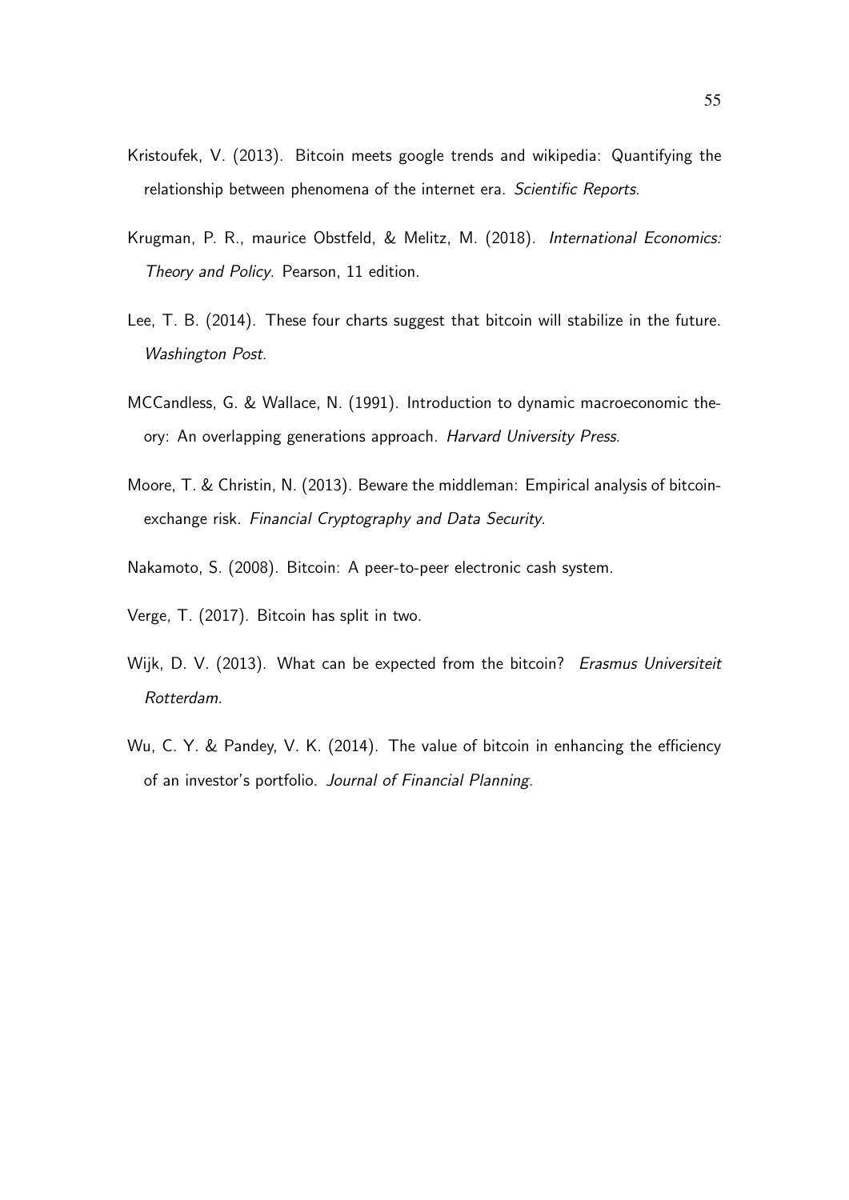Kristoufek, V. (2013). Bitcoin meets google trends and wikipedia: Quantifying the relationship between phenomena of the internet era. *Scientific Reports*.

Krugman, P. R., maurice Obstfeld, & Melitz, M. (2018). *International Economics: Theory and Policy*. Pearson, 11 edition.

Lee, T. B. (2014). These four charts suggest that bitcoin will stabilize in the future. *Washington Post*.

MCCandless, G. & Wallace, N. (1991). Introduction to dynamic macroeconomic theory: An overlapping generations approach. *Harvard University Press*.

Moore, T. & Christin, N. (2013). Beware the middleman: Empirical analysis of bitcoin-exchange risk. *Financial Cryptography and Data Security*.

Nakamoto, S. (2008). Bitcoin: A peer-to-peer electronic cash system.

Verge, T. (2017). Bitcoin has split in two.

Wijk, D. V. (2013). What can be expected from the bitcoin? *Erasmus Universiteit Rotterdam*.

Wu, C. Y. & Pandey, V. K. (2014). The value of bitcoin in enhancing the efficiency of an investor's portfolio. *Journal of Financial Planning*.